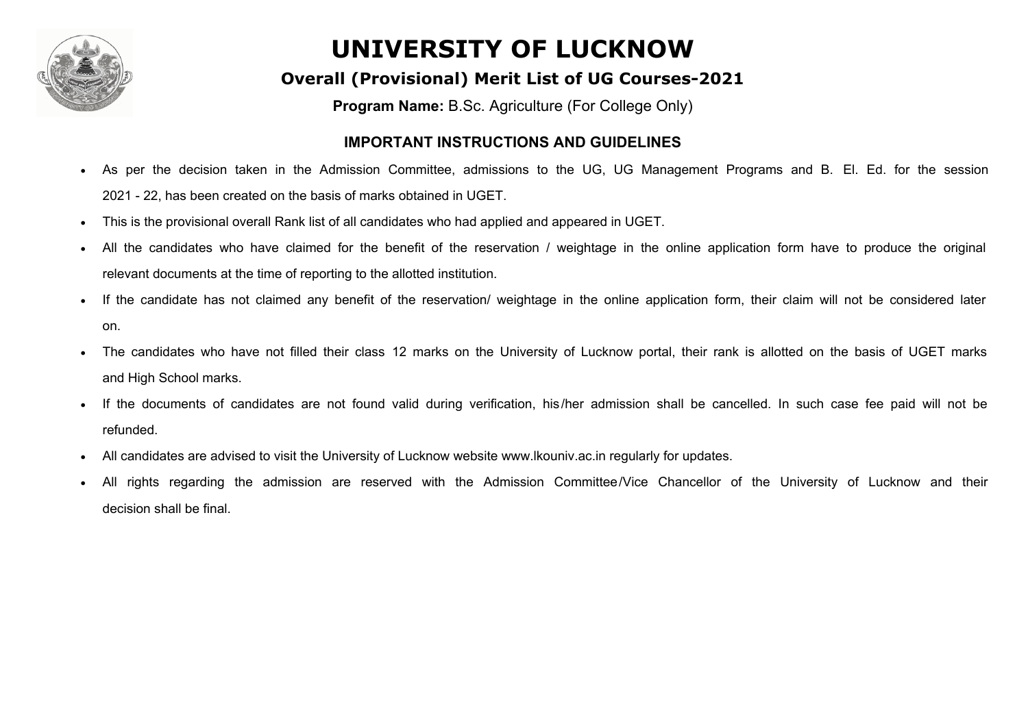# UNIVERSITY OF LUCKNOW

## Overall (Provisional) Merit List of UG Courses-2021

**Program Name:** B.Sc. Agriculture (For College Only)

### IMPORTANT INSTRUCTIONS AND GUIDELINES

- As per the decision taken in the Admission Committee, admissions to the UG, UG Management Programs and B. El. Ed. for the session 2021 - 22, has been created on the basis of marks obtained in UGET.
- This is the provisional overall Rank list of all candidates who had applied and appeared in UGET.
- All the candidates who have claimed for the benefit of the reservation / weightage in the online application form have to produce the original relevant documents at the time of reporting to the allotted institution.
- If the candidate has not claimed any benefit of the reservation/ weightage in the online application form, their claim will not be considered later on.
- The candidates who have not filled their class 12 marks on the University of Lucknow portal, their rank is allotted on the basis of UGET marks and High School marks.
- If the documents of candidates are not found valid during verification, his/her admission shall be cancelled. In such case fee paid will not be refunded.
- All candidates are advised to visit the University of Lucknow website www.lkouniv.ac.in regularly for updates.
- All rights regarding the admission are reserved with the Admission Committee/Vice Chancellor of the University of Lucknow and their decision shall be final.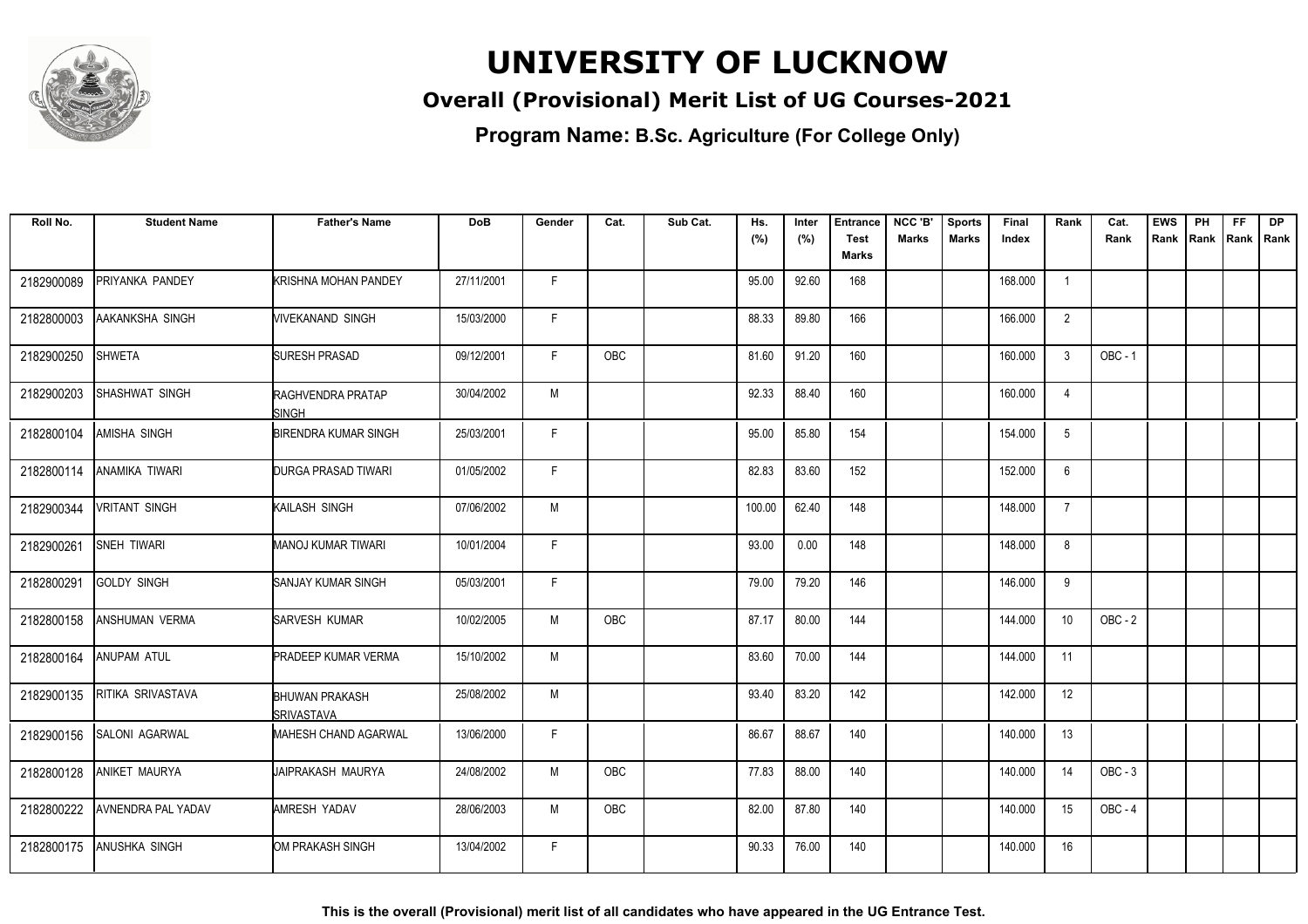# UNIVERSITY OF LUCKNOW

## Overall (Provisional) Merit List of UG Courses-2021

### Program Name: B.Sc. Agriculture (For College Only)

| Roll No. | Student Name | Father's Name | DoB | Gender | Cat. | Sub Cat. | Hs. (%) | Inter (%) | Entrance Test Marks | NCC 'B' Marks | Sports Marks | Final Index | Rank | Cat. Rank | EWS Rank | PH Rank | FF Rank | DP Rank |
|---|---|---|---|---|---|---|---|---|---|---|---|---|---|---|---|---|---|---|
| 2182900089 | PRIYANKA PANDEY | KRISHNA MOHAN PANDEY | 27/11/2001 | F | | | 95.00 | 92.60 | 168 | | | 168.000 | 1 | | | | | |
| 2182800003 | AAKANKSHA SINGH | VIVEKANAND SINGH | 15/03/2000 | F | | | 88.33 | 89.80 | 166 | | | 166.000 | 2 | | | | | |
| 2182900250 | SHWETA | SURESH PRASAD | 09/12/2001 | F | OBC | | 81.60 | 91.20 | 160 | | | 160.000 | 3 | OBC - 1 | | | | |
| 2182900203 | SHASHWAT SINGH | RAGHVENDRA PRATAP SINGH | 30/04/2002 | M | | | 92.33 | 88.40 | 160 | | | 160.000 | 4 | | | | | |
| 2182800104 | AMISHA SINGH | BIRENDRA KUMAR SINGH | 25/03/2001 | F | | | 95.00 | 85.80 | 154 | | | 154.000 | 5 | | | | | |
| 2182800114 | ANAMIKA TIWARI | DURGA PRASAD TIWARI | 01/05/2002 | F | | | 82.83 | 83.60 | 152 | | | 152.000 | 6 | | | | | |
| 2182900344 | VRITANT SINGH | KAILASH SINGH | 07/06/2002 | M | | | 100.00 | 62.40 | 148 | | | 148.000 | 7 | | | | | |
| 2182900261 | SNEH TIWARI | MANOJ KUMAR TIWARI | 10/01/2004 | F | | | 93.00 | 0.00 | 148 | | | 148.000 | 8 | | | | | |
| 2182800291 | GOLDY SINGH | SANJAY KUMAR SINGH | 05/03/2001 | F | | | 79.00 | 79.20 | 146 | | | 146.000 | 9 | | | | | |
| 2182800158 | ANSHUMAN VERMA | SARVESH KUMAR | 10/02/2005 | M | OBC | | 87.17 | 80.00 | 144 | | | 144.000 | 10 | OBC - 2 | | | | |
| 2182800164 | ANUPAM ATUL | PRADEEP KUMAR VERMA | 15/10/2002 | M | | | 83.60 | 70.00 | 144 | | | 144.000 | 11 | | | | | |
| 2182900135 | RITIKA SRIVASTAVA | BHUWAN PRAKASH SRIVASTAVA | 25/08/2002 | M | | | 93.40 | 83.20 | 142 | | | 142.000 | 12 | | | | | |
| 2182900156 | SALONI AGARWAL | MAHESH CHAND AGARWAL | 13/06/2000 | F | | | 86.67 | 88.67 | 140 | | | 140.000 | 13 | | | | | |
| 2182800128 | ANIKET MAURYA | JAIPRAKASH MAURYA | 24/08/2002 | M | OBC | | 77.83 | 88.00 | 140 | | | 140.000 | 14 | OBC - 3 | | | | |
| 2182800222 | AVNENDRA PAL YADAV | AMRESH YADAV | 28/06/2003 | M | OBC | | 82.00 | 87.80 | 140 | | | 140.000 | 15 | OBC - 4 | | | | |
| 2182800175 | ANUSHKA SINGH | OM PRAKASH SINGH | 13/04/2002 | F | | | 90.33 | 76.00 | 140 | | | 140.000 | 16 | | | | | |

**This is the overall (Provisional) merit list of all candidates who have appeared in the UG Entrance Test.**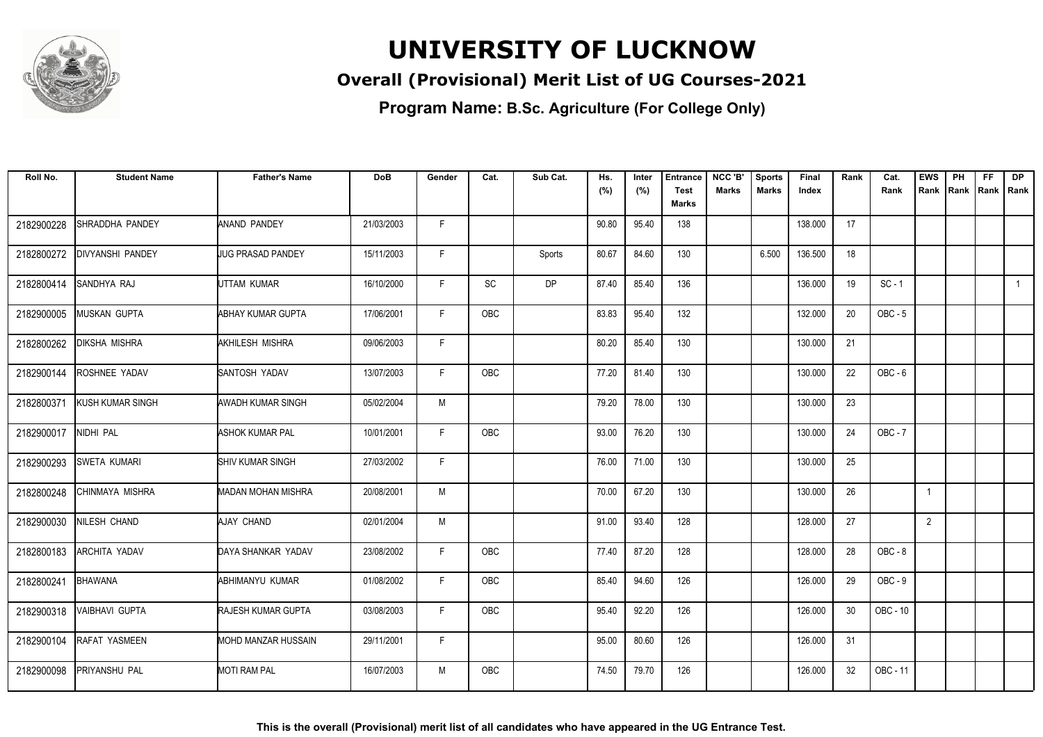# UNIVERSITY OF LUCKNOW

## Overall (Provisional) Merit List of UG Courses-2021

### Program Name: B.Sc. Agriculture (For College Only)

| Roll No. | Student Name | Father's Name | DoB | Gender | Cat. | Sub Cat. | Hs. (%) | Inter (%) | Entrance Test Marks | NCC 'B' Marks | Sports Marks | Final Index | Rank | Cat. Rank | EWS Rank | PH Rank | FF Rank | DP Rank |
|---|---|---|---|---|---|---|---|---|---|---|---|---|---|---|---|---|---|---|
| 2182900228 | SHRADDHA PANDEY | ANAND PANDEY | 21/03/2003 | F | | | 90.80 | 95.40 | 138 | | | 138.000 | 17 | | | | | |
| 2182800272 | DIVYANSHI PANDEY | JUG PRASAD PANDEY | 15/11/2003 | F | | Sports | 80.67 | 84.60 | 130 | | 6.500 | 136.500 | 18 | | | | | |
| 2182800414 | SANDHYA RAJ | UTTAM KUMAR | 16/10/2000 | F | SC | DP | 87.40 | 85.40 | 136 | | | 136.000 | 19 | SC - 1 | | | | 1 |
| 2182900005 | MUSKAN GUPTA | ABHAY KUMAR GUPTA | 17/06/2001 | F | OBC | | 83.83 | 95.40 | 132 | | | 132.000 | 20 | OBC - 5 | | | | |
| 2182800262 | DIKSHA MISHRA | AKHILESH MISHRA | 09/06/2003 | F | | | 80.20 | 85.40 | 130 | | | 130.000 | 21 | | | | | |
| 2182900144 | ROSHNEE YADAV | SANTOSH YADAV | 13/07/2003 | F | OBC | | 77.20 | 81.40 | 130 | | | 130.000 | 22 | OBC - 6 | | | | |
| 2182800371 | KUSH KUMAR SINGH | AWADH KUMAR SINGH | 05/02/2004 | M | | | 79.20 | 78.00 | 130 | | | 130.000 | 23 | | | | | |
| 2182900017 | NIDHI PAL | ASHOK KUMAR PAL | 10/01/2001 | F | OBC | | 93.00 | 76.20 | 130 | | | 130.000 | 24 | OBC - 7 | | | | |
| 2182900293 | SWETA KUMARI | SHIV KUMAR SINGH | 27/03/2002 | F | | | 76.00 | 71.00 | 130 | | | 130.000 | 25 | | | | | |
| 2182800248 | CHINMAYA MISHRA | MADAN MOHAN MISHRA | 20/08/2001 | M | | | 70.00 | 67.20 | 130 | | | 130.000 | 26 | | 1 | | | |
| 2182900030 | NILESH CHAND | AJAY CHAND | 02/01/2004 | M | | | 91.00 | 93.40 | 128 | | | 128.000 | 27 | | 2 | | | |
| 2182800183 | ARCHITA YADAV | DAYA SHANKAR YADAV | 23/08/2002 | F | OBC | | 77.40 | 87.20 | 128 | | | 128.000 | 28 | OBC - 8 | | | | |
| 2182800241 | BHAWANA | ABHIMANYU KUMAR | 01/08/2002 | F | OBC | | 85.40 | 94.60 | 126 | | | 126.000 | 29 | OBC - 9 | | | | |
| 2182900318 | VAIBHAVI GUPTA | RAJESH KUMAR GUPTA | 03/08/2003 | F | OBC | | 95.40 | 92.20 | 126 | | | 126.000 | 30 | OBC - 10 | | | | |
| 2182900104 | RAFAT YASMEEN | MOHD MANZAR HUSSAIN | 29/11/2001 | F | | | 95.00 | 80.60 | 126 | | | 126.000 | 31 | | | | | |
| 2182900098 | PRIYANSHU PAL | MOTI RAM PAL | 16/07/2003 | M | OBC | | 74.50 | 79.70 | 126 | | | 126.000 | 32 | OBC - 11 | | | | |

**This is the overall (Provisional) merit list of all candidates who have appeared in the UG Entrance Test.**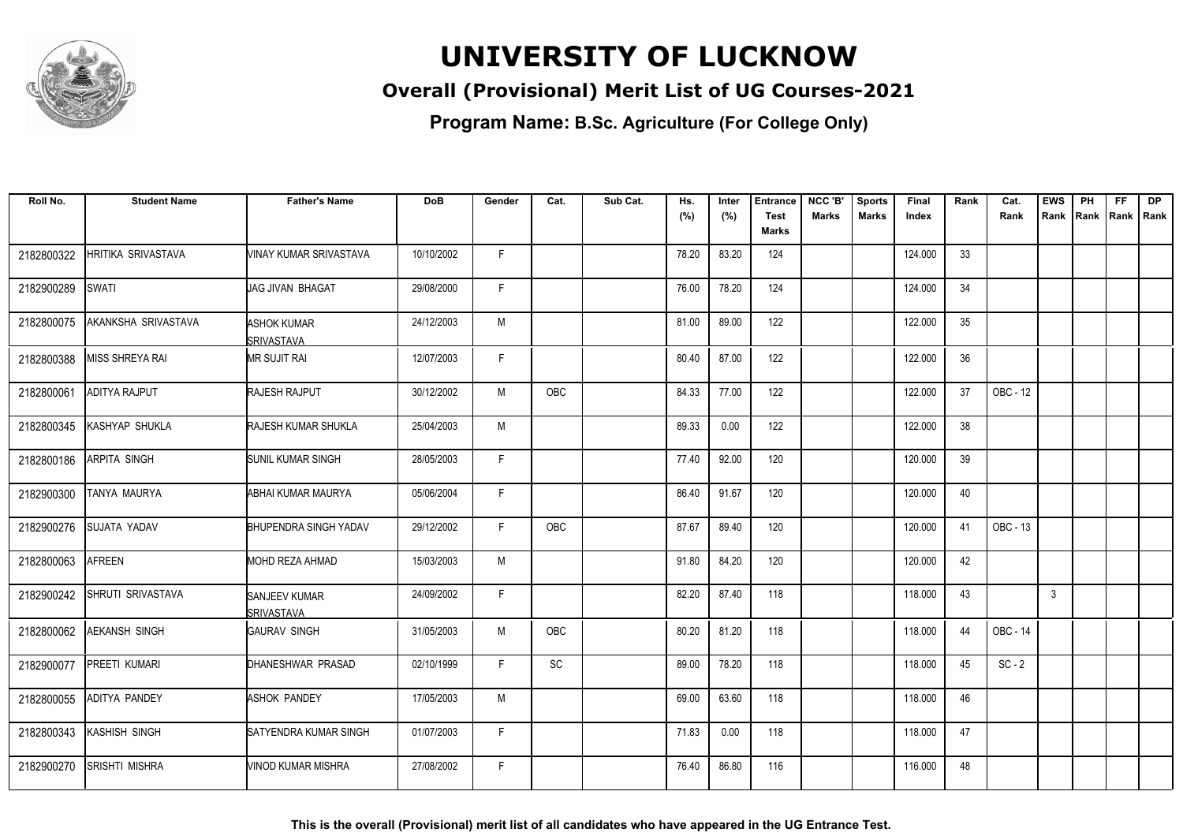# UNIVERSITY OF LUCKNOW

## Overall (Provisional) Merit List of UG Courses-2021

### Program Name: B.Sc. Agriculture (For College Only)

| Roll No. | Student Name | Father's Name | DoB | Gender | Cat. | Sub Cat. | Hs. (%) | Inter (%) | Entrance Test Marks | NCC 'B' Marks | Sports Marks | Final Index | Rank | Cat. Rank | EWS Rank | PH Rank | FF Rank | DP Rank |
|---|---|---|---|---|---|---|---|---|---|---|---|---|---|---|---|---|---|---|
| 2182800322 | HRITIKA SRIVASTAVA | VINAY KUMAR SRIVASTAVA | 10/10/2002 | F | | | 78.20 | 83.20 | 124 | | | 124.000 | 33 | | | | | |
| 2182900289 | SWATI | JAG JIVAN BHAGAT | 29/08/2000 | F | | | 76.00 | 78.20 | 124 | | | 124.000 | 34 | | | | | |
| 2182800075 | AKANKSHA SRIVASTAVA | ASHOK KUMAR SRIVASTAVA | 24/12/2003 | M | | | 81.00 | 89.00 | 122 | | | 122.000 | 35 | | | | | |
| 2182800388 | MISS SHREYA RAI | MR SUJIT RAI | 12/07/2003 | F | | | 80.40 | 87.00 | 122 | | | 122.000 | 36 | | | | | |
| 2182800061 | ADITYA RAJPUT | RAJESH RAJPUT | 30/12/2002 | M | OBC | | 84.33 | 77.00 | 122 | | | 122.000 | 37 | OBC - 12 | | | | |
| 2182800345 | KASHYAP SHUKLA | RAJESH KUMAR SHUKLA | 25/04/2003 | M | | | 89.33 | 0.00 | 122 | | | 122.000 | 38 | | | | | |
| 2182800186 | ARPITA SINGH | SUNIL KUMAR SINGH | 28/05/2003 | F | | | 77.40 | 92.00 | 120 | | | 120.000 | 39 | | | | | |
| 2182900300 | TANYA MAURYA | ABHAI KUMAR MAURYA | 05/06/2004 | F | | | 86.40 | 91.67 | 120 | | | 120.000 | 40 | | | | | |
| 2182900276 | SUJATA YADAV | BHUPENDRA SINGH YADAV | 29/12/2002 | F | OBC | | 87.67 | 89.40 | 120 | | | 120.000 | 41 | OBC - 13 | | | | |
| 2182800063 | AFREEN | MOHD REZA AHMAD | 15/03/2003 | M | | | 91.80 | 84.20 | 120 | | | 120.000 | 42 | | | | | |
| 2182900242 | SHRUTI SRIVASTAVA | SANJEEV KUMAR SRIVASTAVA | 24/09/2002 | F | | | 82.20 | 87.40 | 118 | | | 118.000 | 43 | | 3 | | | |
| 2182800062 | AEKANSH SINGH | GAURAV SINGH | 31/05/2003 | M | OBC | | 80.20 | 81.20 | 118 | | | 118.000 | 44 | OBC - 14 | | | | |
| 2182900077 | PREETI KUMARI | DHANESHWAR PRASAD | 02/10/1999 | F | SC | | 89.00 | 78.20 | 118 | | | 118.000 | 45 | SC - 2 | | | | |
| 2182800055 | ADITYA PANDEY | ASHOK PANDEY | 17/05/2003 | M | | | 69.00 | 63.60 | 118 | | | 118.000 | 46 | | | | | |
| 2182800343 | KASHISH SINGH | SATYENDRA KUMAR SINGH | 01/07/2003 | F | | | 71.83 | 0.00 | 118 | | | 118.000 | 47 | | | | | |
| 2182900270 | SRISHTI MISHRA | VINOD KUMAR MISHRA | 27/08/2002 | F | | | 76.40 | 86.80 | 116 | | | 116.000 | 48 | | | | | |

**This is the overall (Provisional) merit list of all candidates who have appeared in the UG Entrance Test.**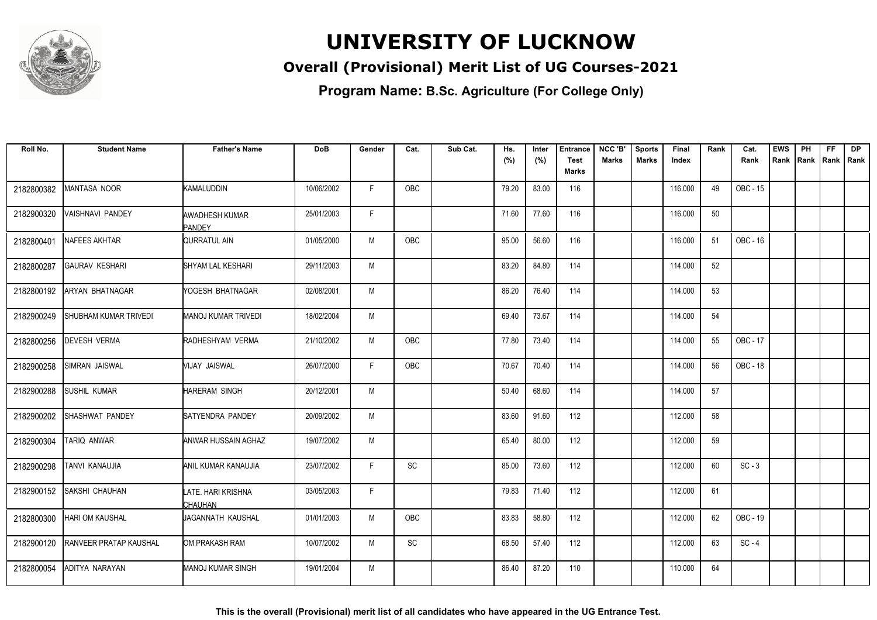# UNIVERSITY OF LUCKNOW

## Overall (Provisional) Merit List of UG Courses-2021

### Program Name: B.Sc. Agriculture (For College Only)

| Roll No. | Student Name | Father's Name | DoB | Gender | Cat. | Sub Cat. | Hs. (%) | Inter (%) | Entrance Test Marks | NCC 'B' Marks | Sports Marks | Final Index | Rank | Cat. Rank | EWS Rank | PH Rank | FF Rank | DP Rank |
|---|---|---|---|---|---|---|---|---|---|---|---|---|---|---|---|---|---|---|
| 2182800382 | MANTASA NOOR | KAMALUDDIN | 10/06/2002 | F | OBC | | 79.20 | 83.00 | 116 | | | 116.000 | 49 | OBC - 15 | | | | |
| 2182900320 | VAISHNAVI PANDEY | AWADHESH KUMAR PANDEY | 25/01/2003 | F | | | 71.60 | 77.60 | 116 | | | 116.000 | 50 | | | | | |
| 2182800401 | NAFEES AKHTAR | QURRATUL AIN | 01/05/2000 | M | OBC | | 95.00 | 56.60 | 116 | | | 116.000 | 51 | OBC - 16 | | | | |
| 2182800287 | GAURAV KESHARI | SHYAM LAL KESHARI | 29/11/2003 | M | | | 83.20 | 84.80 | 114 | | | 114.000 | 52 | | | | | |
| 2182800192 | ARYAN BHATNAGAR | YOGESH BHATNAGAR | 02/08/2001 | M | | | 86.20 | 76.40 | 114 | | | 114.000 | 53 | | | | | |
| 2182900249 | SHUBHAM KUMAR TRIVEDI | MANOJ KUMAR TRIVEDI | 18/02/2004 | M | | | 69.40 | 73.67 | 114 | | | 114.000 | 54 | | | | | |
| 2182800256 | DEVESH VERMA | RADHESHYAM VERMA | 21/10/2002 | M | OBC | | 77.80 | 73.40 | 114 | | | 114.000 | 55 | OBC - 17 | | | | |
| 2182900258 | SIMRAN JAISWAL | VIJAY JAISWAL | 26/07/2000 | F | OBC | | 70.67 | 70.40 | 114 | | | 114.000 | 56 | OBC - 18 | | | | |
| 2182900288 | SUSHIL KUMAR | HARERAM SINGH | 20/12/2001 | M | | | 50.40 | 68.60 | 114 | | | 114.000 | 57 | | | | | |
| 2182900202 | SHASHWAT PANDEY | SATYENDRA PANDEY | 20/09/2002 | M | | | 83.60 | 91.60 | 112 | | | 112.000 | 58 | | | | | |
| 2182900304 | TARIQ ANWAR | ANWAR HUSSAIN AGHAZ | 19/07/2002 | M | | | 65.40 | 80.00 | 112 | | | 112.000 | 59 | | | | | |
| 2182900298 | TANVI KANAUJIA | ANIL KUMAR KANAUJIA | 23/07/2002 | F | SC | | 85.00 | 73.60 | 112 | | | 112.000 | 60 | SC - 3 | | | | |
| 2182900152 | SAKSHI CHAUHAN | LATE. HARI KRISHNA CHAUHAN | 03/05/2003 | F | | | 79.83 | 71.40 | 112 | | | 112.000 | 61 | | | | | |
| 2182800300 | HARI OM KAUSHAL | JAGANNATH KAUSHAL | 01/01/2003 | M | OBC | | 83.83 | 58.80 | 112 | | | 112.000 | 62 | OBC - 19 | | | | |
| 2182900120 | RANVEER PRATAP KAUSHAL | OM PRAKASH RAM | 10/07/2002 | M | SC | | 68.50 | 57.40 | 112 | | | 112.000 | 63 | SC - 4 | | | | |
| 2182800054 | ADITYA NARAYAN | MANOJ KUMAR SINGH | 19/01/2004 | M | | | 86.40 | 87.20 | 110 | | | 110.000 | 64 | | | | | |

**This is the overall (Provisional) merit list of all candidates who have appeared in the UG Entrance Test.**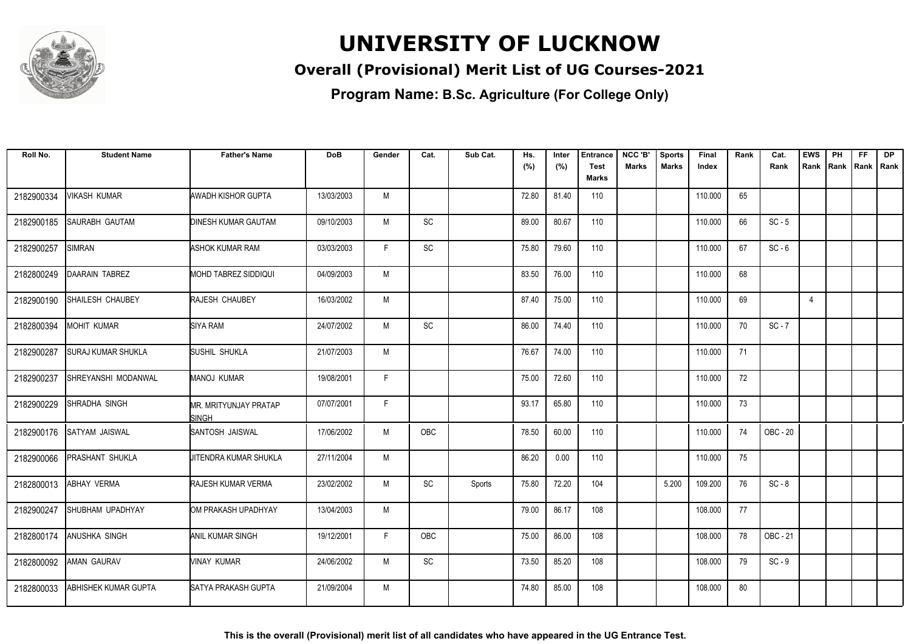# UNIVERSITY OF LUCKNOW

## Overall (Provisional) Merit List of UG Courses-2021

### Program Name: B.Sc. Agriculture (For College Only)

| Roll No. | Student Name | Father's Name | DoB | Gender | Cat. | Sub Cat. | Hs. (%) | Inter (%) | Entrance Test Marks | NCC 'B' Marks | Sports Marks | Final Index | Rank | Cat. Rank | EWS Rank | PH Rank | FF Rank | DP Rank |
|---|---|---|---|---|---|---|---|---|---|---|---|---|---|---|---|---|---|---|
| 2182900334 | VIKASH KUMAR | AWADH KISHOR GUPTA | 13/03/2003 | M | | | 72.80 | 81.40 | 110 | | | 110.000 | 65 | | | | | |
| 2182900185 | SAURABH GAUTAM | DINESH KUMAR GAUTAM | 09/10/2003 | M | SC | | 89.00 | 80.67 | 110 | | | 110.000 | 66 | SC - 5 | | | | |
| 2182900257 | SIMRAN | ASHOK KUMAR RAM | 03/03/2003 | F | SC | | 75.80 | 79.60 | 110 | | | 110.000 | 67 | SC - 6 | | | | |
| 2182800249 | DAARAIN TABREZ | MOHD TABREZ SIDDIQUI | 04/09/2003 | M | | | 83.50 | 76.00 | 110 | | | 110.000 | 68 | | | | | |
| 2182900190 | SHAILESH CHAUBEY | RAJESH CHAUBEY | 16/03/2002 | M | | | 87.40 | 75.00 | 110 | | | 110.000 | 69 | | 4 | | | |
| 2182800394 | MOHIT KUMAR | SIYA RAM | 24/07/2002 | M | SC | | 86.00 | 74.40 | 110 | | | 110.000 | 70 | SC - 7 | | | | |
| 2182900287 | SURAJ KUMAR SHUKLA | SUSHIL SHUKLA | 21/07/2003 | M | | | 76.67 | 74.00 | 110 | | | 110.000 | 71 | | | | | |
| 2182900237 | SHREYANSHI MODANWAL | MANOJ KUMAR | 19/08/2001 | F | | | 75.00 | 72.60 | 110 | | | 110.000 | 72 | | | | | |
| 2182900229 | SHRADHA SINGH | MR. MRITYUNJAY PRATAP SINGH | 07/07/2001 | F | | | 93.17 | 65.80 | 110 | | | 110.000 | 73 | | | | | |
| 2182900176 | SATYAM JAISWAL | SANTOSH JAISWAL | 17/06/2002 | M | OBC | | 78.50 | 60.00 | 110 | | | 110.000 | 74 | OBC - 20 | | | | |
| 2182900066 | PRASHANT SHUKLA | JITENDRA KUMAR SHUKLA | 27/11/2004 | M | | | 86.20 | 0.00 | 110 | | | 110.000 | 75 | | | | | |
| 2182800013 | ABHAY VERMA | RAJESH KUMAR VERMA | 23/02/2002 | M | SC | Sports | 75.80 | 72.20 | 104 | | 5.200 | 109.200 | 76 | SC - 8 | | | | |
| 2182900247 | SHUBHAM UPADHYAY | OM PRAKASH UPADHYAY | 13/04/2003 | M | | | 79.00 | 86.17 | 108 | | | 108.000 | 77 | | | | | |
| 2182800174 | ANUSHKA SINGH | ANIL KUMAR SINGH | 19/12/2001 | F | OBC | | 75.00 | 86.00 | 108 | | | 108.000 | 78 | OBC - 21 | | | | |
| 2182800092 | AMAN GAURAV | VINAY KUMAR | 24/06/2002 | M | SC | | 73.50 | 85.20 | 108 | | | 108.000 | 79 | SC - 9 | | | | |
| 2182800033 | ABHISHEK KUMAR GUPTA | SATYA PRAKASH GUPTA | 21/09/2004 | M | | | 74.80 | 85.00 | 108 | | | 108.000 | 80 | | | | | |

**This is the overall (Provisional) merit list of all candidates who have appeared in the UG Entrance Test.**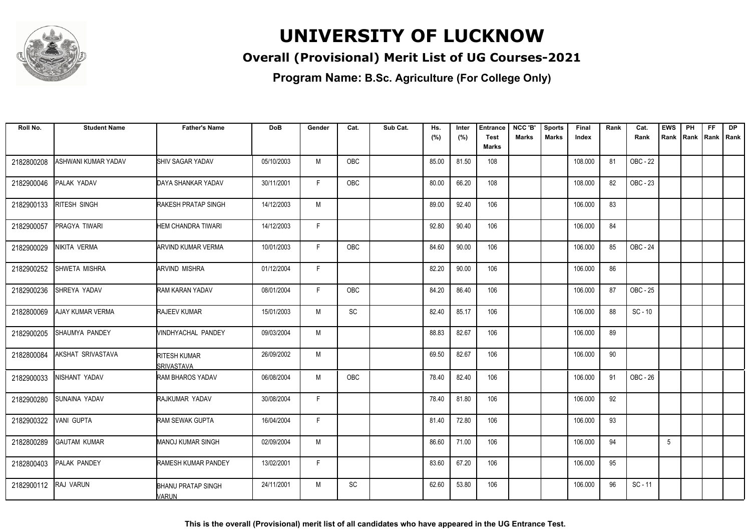# UNIVERSITY OF LUCKNOW

## Overall (Provisional) Merit List of UG Courses-2021

### Program Name: B.Sc. Agriculture (For College Only)

| Roll No. | Student Name | Father's Name | DoB | Gender | Cat. | Sub Cat. | Hs. (%) | Inter (%) | Entrance Test Marks | NCC 'B' Marks | Sports Marks | Final Index | Rank | Cat. Rank | EWS Rank | PH Rank | FF Rank | DP Rank |
|---|---|---|---|---|---|---|---|---|---|---|---|---|---|---|---|---|---|---|
| 2182800208 | ASHWANI KUMAR YADAV | SHIV SAGAR YADAV | 05/10/2003 | M | OBC | | 85.00 | 81.50 | 108 | | | 108.000 | 81 | OBC - 22 | | | | |
| 2182900046 | PALAK YADAV | DAYA SHANKAR YADAV | 30/11/2001 | F | OBC | | 80.00 | 66.20 | 108 | | | 108.000 | 82 | OBC - 23 | | | | |
| 2182900133 | RITESH SINGH | RAKESH PRATAP SINGH | 14/12/2003 | M | | | 89.00 | 92.40 | 106 | | | 106.000 | 83 | | | | | |
| 2182900057 | PRAGYA TIWARI | HEM CHANDRA TIWARI | 14/12/2003 | F | | | 92.80 | 90.40 | 106 | | | 106.000 | 84 | | | | | |
| 2182900029 | NIKITA VERMA | ARVIND KUMAR VERMA | 10/01/2003 | F | OBC | | 84.60 | 90.00 | 106 | | | 106.000 | 85 | OBC - 24 | | | | |
| 2182900252 | SHWETA MISHRA | ARVIND MISHRA | 01/12/2004 | F | | | 82.20 | 90.00 | 106 | | | 106.000 | 86 | | | | | |
| 2182900236 | SHREYA YADAV | RAM KARAN YADAV | 08/01/2004 | F | OBC | | 84.20 | 86.40 | 106 | | | 106.000 | 87 | OBC - 25 | | | | |
| 2182800069 | AJAY KUMAR VERMA | RAJEEV KUMAR | 15/01/2003 | M | SC | | 82.40 | 85.17 | 106 | | | 106.000 | 88 | SC - 10 | | | | |
| 2182900205 | SHAUMYA PANDEY | VINDHYACHAL PANDEY | 09/03/2004 | M | | | 88.83 | 82.67 | 106 | | | 106.000 | 89 | | | | | |
| 2182800084 | AKSHAT SRIVASTAVA | RITESH KUMAR SRIVASTAVA | 26/09/2002 | M | | | 69.50 | 82.67 | 106 | | | 106.000 | 90 | | | | | |
| 2182900033 | NISHANT YADAV | RAM BHAROS YADAV | 06/08/2004 | M | OBC | | 78.40 | 82.40 | 106 | | | 106.000 | 91 | OBC - 26 | | | | |
| 2182900280 | SUNAINA YADAV | RAJKUMAR YADAV | 30/08/2004 | F | | | 78.40 | 81.80 | 106 | | | 106.000 | 92 | | | | | |
| 2182900322 | VANI GUPTA | RAM SEWAK GUPTA | 16/04/2004 | F | | | 81.40 | 72.80 | 106 | | | 106.000 | 93 | | | | | |
| 2182800289 | GAUTAM KUMAR | MANOJ KUMAR SINGH | 02/09/2004 | M | | | 86.60 | 71.00 | 106 | | | 106.000 | 94 | | 5 | | | |
| 2182800403 | PALAK PANDEY | RAMESH KUMAR PANDEY | 13/02/2001 | F | | | 83.60 | 67.20 | 106 | | | 106.000 | 95 | | | | | |
| 2182900112 | RAJ VARUN | BHANU PRATAP SINGH VARUN | 24/11/2001 | M | SC | | 62.60 | 53.80 | 106 | | | 106.000 | 96 | SC - 11 | | | | |

**This is the overall (Provisional) merit list of all candidates who have appeared in the UG Entrance Test.**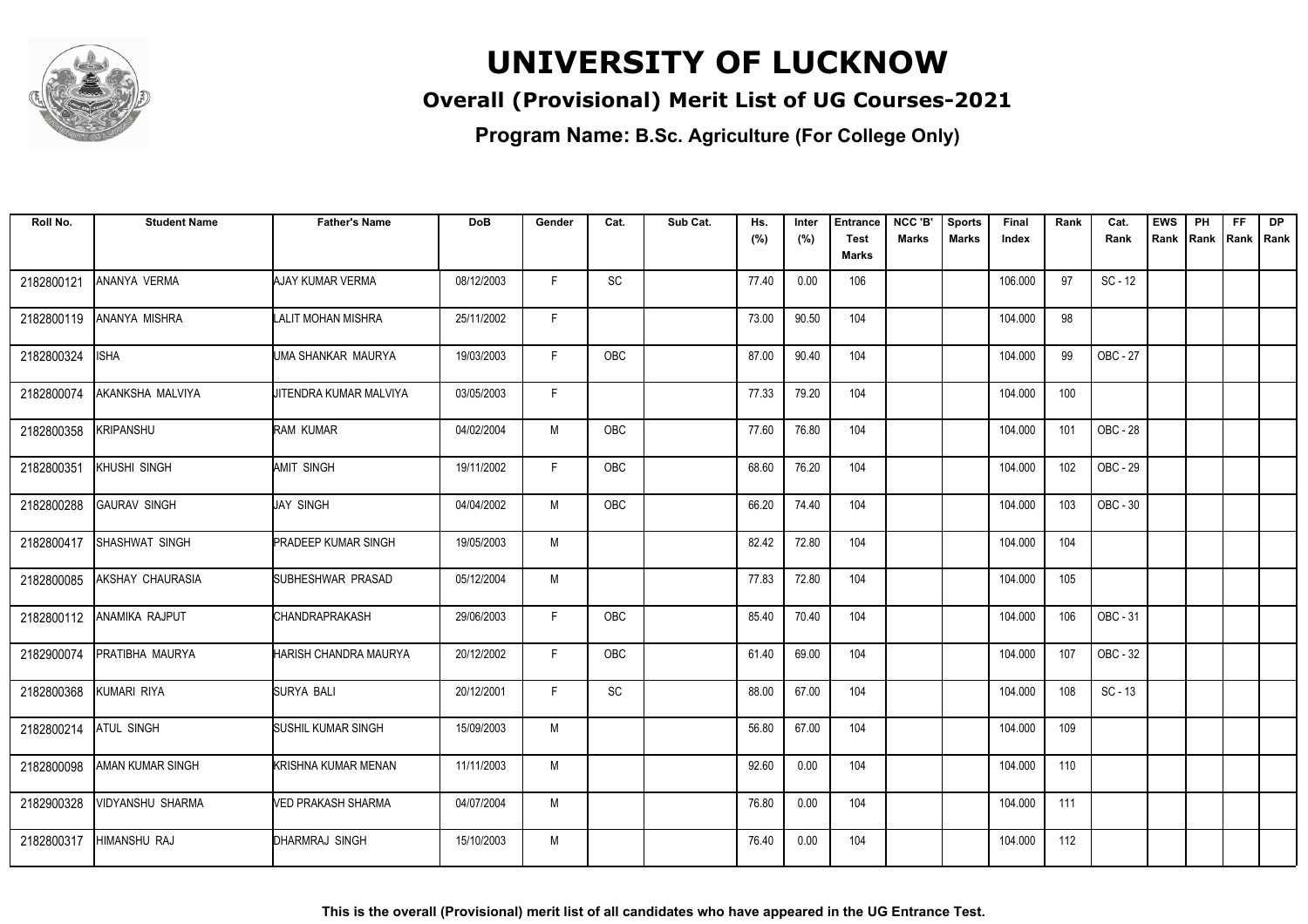# UNIVERSITY OF LUCKNOW

## Overall (Provisional) Merit List of UG Courses-2021

### Program Name: B.Sc. Agriculture (For College Only)

| Roll No. | Student Name | Father's Name | DoB | Gender | Cat. | Sub Cat. | Hs. (%) | Inter (%) | Entrance Test Marks | NCC 'B' Marks | Sports Marks | Final Index | Rank | Cat. Rank | EWS Rank | PH Rank | FF Rank | DP Rank |
|---|---|---|---|---|---|---|---|---|---|---|---|---|---|---|---|---|---|---|
| 2182800121 | ANANYA VERMA | AJAY KUMAR VERMA | 08/12/2003 | F | SC | | 77.40 | 0.00 | 106 | | | 106.000 | 97 | SC - 12 | | | | |
| 2182800119 | ANANYA MISHRA | LALIT MOHAN MISHRA | 25/11/2002 | F | | | 73.00 | 90.50 | 104 | | | 104.000 | 98 | | | | | |
| 2182800324 | ISHA | UMA SHANKAR MAURYA | 19/03/2003 | F | OBC | | 87.00 | 90.40 | 104 | | | 104.000 | 99 | OBC - 27 | | | | |
| 2182800074 | AKANKSHA MALVIYA | JITENDRA KUMAR MALVIYA | 03/05/2003 | F | | | 77.33 | 79.20 | 104 | | | 104.000 | 100 | | | | | |
| 2182800358 | KRIPANSHU | RAM KUMAR | 04/02/2004 | M | OBC | | 77.60 | 76.80 | 104 | | | 104.000 | 101 | OBC - 28 | | | | |
| 2182800351 | KHUSHI SINGH | AMIT SINGH | 19/11/2002 | F | OBC | | 68.60 | 76.20 | 104 | | | 104.000 | 102 | OBC - 29 | | | | |
| 2182800288 | GAURAV SINGH | JAY SINGH | 04/04/2002 | M | OBC | | 66.20 | 74.40 | 104 | | | 104.000 | 103 | OBC - 30 | | | | |
| 2182800417 | SHASHWAT SINGH | PRADEEP KUMAR SINGH | 19/05/2003 | M | | | 82.42 | 72.80 | 104 | | | 104.000 | 104 | | | | | |
| 2182800085 | AKSHAY CHAURASIA | SUBHESHWAR PRASAD | 05/12/2004 | M | | | 77.83 | 72.80 | 104 | | | 104.000 | 105 | | | | | |
| 2182800112 | ANAMIKA RAJPUT | CHANDRAPRAKASH | 29/06/2003 | F | OBC | | 85.40 | 70.40 | 104 | | | 104.000 | 106 | OBC - 31 | | | | |
| 2182900074 | PRATIBHA MAURYA | HARISH CHANDRA MAURYA | 20/12/2002 | F | OBC | | 61.40 | 69.00 | 104 | | | 104.000 | 107 | OBC - 32 | | | | |
| 2182800368 | KUMARI RIYA | SURYA BALI | 20/12/2001 | F | SC | | 88.00 | 67.00 | 104 | | | 104.000 | 108 | SC - 13 | | | | |
| 2182800214 | ATUL SINGH | SUSHIL KUMAR SINGH | 15/09/2003 | M | | | 56.80 | 67.00 | 104 | | | 104.000 | 109 | | | | | |
| 2182800098 | AMAN KUMAR SINGH | KRISHNA KUMAR MENAN | 11/11/2003 | M | | | 92.60 | 0.00 | 104 | | | 104.000 | 110 | | | | | |
| 2182900328 | VIDYANSHU SHARMA | VED PRAKASH SHARMA | 04/07/2004 | M | | | 76.80 | 0.00 | 104 | | | 104.000 | 111 | | | | | |
| 2182800317 | HIMANSHU RAJ | DHARMRAJ SINGH | 15/10/2003 | M | | | 76.40 | 0.00 | 104 | | | 104.000 | 112 | | | | | |

**This is the overall (Provisional) merit list of all candidates who have appeared in the UG Entrance Test.**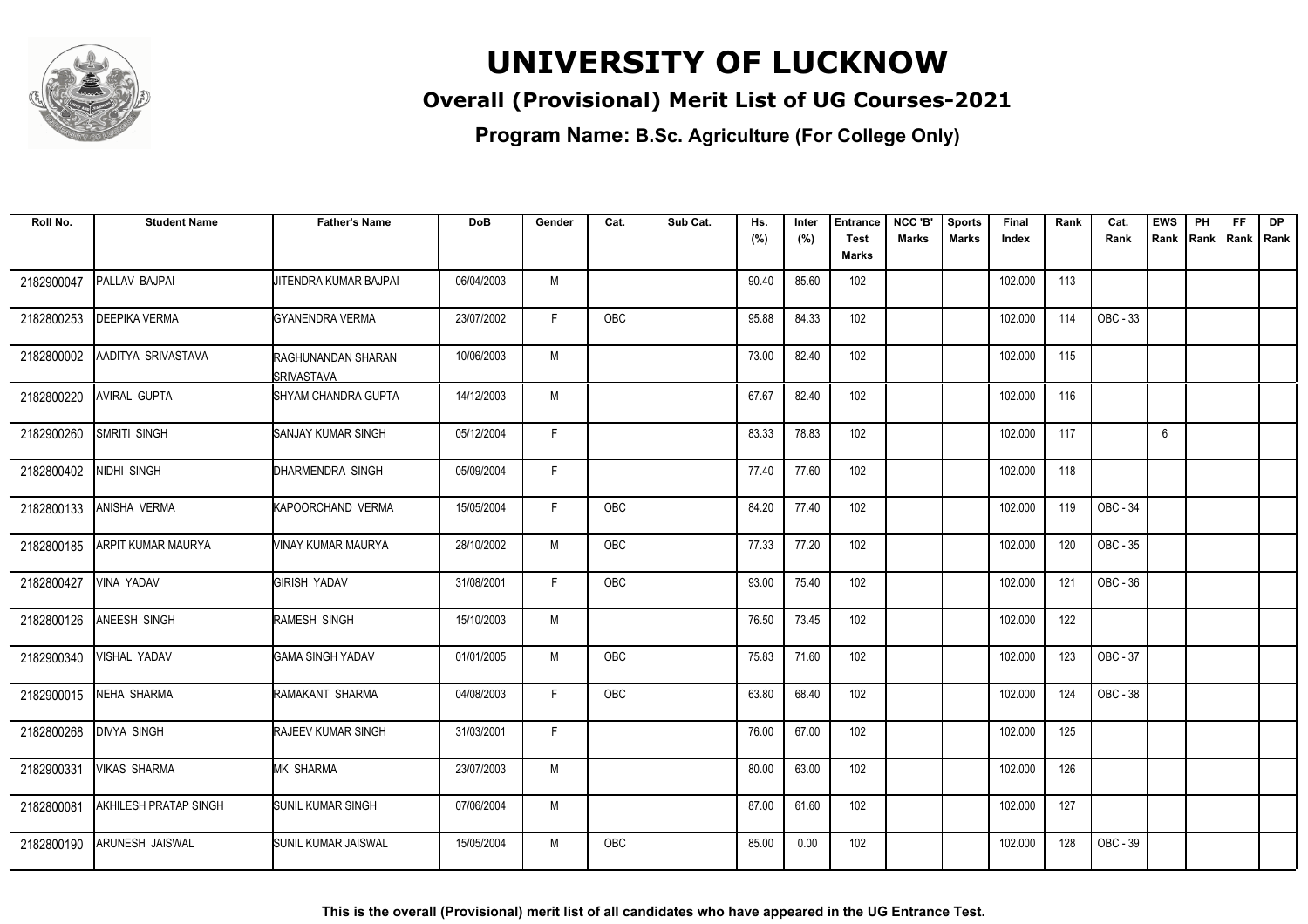# UNIVERSITY OF LUCKNOW

## Overall (Provisional) Merit List of UG Courses-2021

### Program Name: B.Sc. Agriculture (For College Only)

| Roll No. | Student Name | Father's Name | DoB | Gender | Cat. | Sub Cat. | Hs. (%) | Inter (%) | Entrance Test Marks | NCC 'B' Marks | Sports Marks | Final Index | Rank | Cat. Rank | EWS Rank | PH Rank | FF Rank | DP Rank |
|---|---|---|---|---|---|---|---|---|---|---|---|---|---|---|---|---|---|---|
| 2182900047 | PALLAV BAJPAI | JITENDRA KUMAR BAJPAI | 06/04/2003 | M | | | 90.40 | 85.60 | 102 | | | 102.000 | 113 | | | | | |
| 2182800253 | DEEPIKA VERMA | GYANENDRA VERMA | 23/07/2002 | F | OBC | | 95.88 | 84.33 | 102 | | | 102.000 | 114 | OBC - 33 | | | | |
| 2182800002 | AADITYA SRIVASTAVA | RAGHUNANDAN SHARAN SRIVASTAVA | 10/06/2003 | M | | | 73.00 | 82.40 | 102 | | | 102.000 | 115 | | | | | |
| 2182800220 | AVIRAL GUPTA | SHYAM CHANDRA GUPTA | 14/12/2003 | M | | | 67.67 | 82.40 | 102 | | | 102.000 | 116 | | | | | |
| 2182900260 | SMRITI SINGH | SANJAY KUMAR SINGH | 05/12/2004 | F | | | 83.33 | 78.83 | 102 | | | 102.000 | 117 | | 6 | | | |
| 2182800402 | NIDHI SINGH | DHARMENDRA SINGH | 05/09/2004 | F | | | 77.40 | 77.60 | 102 | | | 102.000 | 118 | | | | | |
| 2182800133 | ANISHA VERMA | KAPOORCHAND VERMA | 15/05/2004 | F | OBC | | 84.20 | 77.40 | 102 | | | 102.000 | 119 | OBC - 34 | | | | |
| 2182800185 | ARPIT KUMAR MAURYA | VINAY KUMAR MAURYA | 28/10/2002 | M | OBC | | 77.33 | 77.20 | 102 | | | 102.000 | 120 | OBC - 35 | | | | |
| 2182800427 | VINA YADAV | GIRISH YADAV | 31/08/2001 | F | OBC | | 93.00 | 75.40 | 102 | | | 102.000 | 121 | OBC - 36 | | | | |
| 2182800126 | ANEESH SINGH | RAMESH SINGH | 15/10/2003 | M | | | 76.50 | 73.45 | 102 | | | 102.000 | 122 | | | | | |
| 2182900340 | VISHAL YADAV | GAMA SINGH YADAV | 01/01/2005 | M | OBC | | 75.83 | 71.60 | 102 | | | 102.000 | 123 | OBC - 37 | | | | |
| 2182900015 | NEHA SHARMA | RAMAKANT SHARMA | 04/08/2003 | F | OBC | | 63.80 | 68.40 | 102 | | | 102.000 | 124 | OBC - 38 | | | | |
| 2182800268 | DIVYA SINGH | RAJEEV KUMAR SINGH | 31/03/2001 | F | | | 76.00 | 67.00 | 102 | | | 102.000 | 125 | | | | | |
| 2182900331 | VIKAS SHARMA | MK SHARMA | 23/07/2003 | M | | | 80.00 | 63.00 | 102 | | | 102.000 | 126 | | | | | |
| 2182800081 | AKHILESH PRATAP SINGH | SUNIL KUMAR SINGH | 07/06/2004 | M | | | 87.00 | 61.60 | 102 | | | 102.000 | 127 | | | | | |
| 2182800190 | ARUNESH JAISWAL | SUNIL KUMAR JAISWAL | 15/05/2004 | M | OBC | | 85.00 | 0.00 | 102 | | | 102.000 | 128 | OBC - 39 | | | | |

**This is the overall (Provisional) merit list of all candidates who have appeared in the UG Entrance Test.**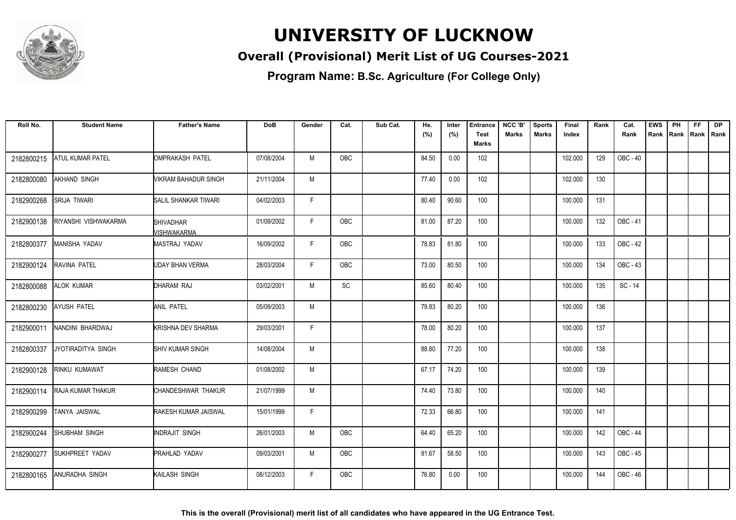# UNIVERSITY OF LUCKNOW

## Overall (Provisional) Merit List of UG Courses-2021

### Program Name: B.Sc. Agriculture (For College Only)

| Roll No. | Student Name | Father's Name | DoB | Gender | Cat. | Sub Cat. | Hs. (%) | Inter (%) | Entrance Test Marks | NCC 'B' Marks | Sports Marks | Final Index | Rank | Cat. Rank | EWS Rank | PH Rank | FF Rank | DP Rank |
|---|---|---|---|---|---|---|---|---|---|---|---|---|---|---|---|---|---|---|
| 2182800215 | ATUL KUMAR PATEL | OMPRAKASH PATEL | 07/08/2004 | M | OBC | | 84.50 | 0.00 | 102 | | | 102.000 | 129 | OBC - 40 | | | | |
| 2182800080 | AKHAND SINGH | VIKRAM BAHADUR SINGH | 21/11/2004 | M | | | 77.40 | 0.00 | 102 | | | 102.000 | 130 | | | | | |
| 2182900268 | SRIJA TIWARI | SALIL SHANKAR TIWARI | 04/02/2003 | F | | | 80.40 | 90.60 | 100 | | | 100.000 | 131 | | | | | |
| 2182900138 | RIYANSHI VISHWAKARMA | SHIVADHAR VISHWAKARMA | 01/09/2002 | F | OBC | | 81.00 | 87.20 | 100 | | | 100.000 | 132 | OBC - 41 | | | | |
| 2182800377 | MANISHA YADAV | MASTRAJ YADAV | 16/09/2002 | F | OBC | | 78.83 | 81.80 | 100 | | | 100.000 | 133 | OBC - 42 | | | | |
| 2182900124 | RAVINA PATEL | UDAY BHAN VERMA | 28/03/2004 | F | OBC | | 73.00 | 80.50 | 100 | | | 100.000 | 134 | OBC - 43 | | | | |
| 2182800088 | ALOK KUMAR | DHARAM RAJ | 03/02/2001 | M | SC | | 85.60 | 80.40 | 100 | | | 100.000 | 135 | SC - 14 | | | | |
| 2182800230 | AYUSH PATEL | ANIL PATEL | 05/09/2003 | M | | | 79.83 | 80.20 | 100 | | | 100.000 | 136 | | | | | |
| 2182900011 | NANDINI BHARDWAJ | KRISHNA DEV SHARMA | 29/03/2001 | F | | | 78.00 | 80.20 | 100 | | | 100.000 | 137 | | | | | |
| 2182800337 | JYOTIRADITYA SINGH | SHIV KUMAR SINGH | 14/08/2004 | M | | | 88.80 | 77.20 | 100 | | | 100.000 | 138 | | | | | |
| 2182900128 | RINKU KUMAWAT | RAMESH CHAND | 01/08/2002 | M | | | 67.17 | 74.20 | 100 | | | 100.000 | 139 | | | | | |
| 2182900114 | RAJA KUMAR THAKUR | CHANDESHWAR THAKUR | 21/07/1999 | M | | | 74.40 | 73.80 | 100 | | | 100.000 | 140 | | | | | |
| 2182900299 | TANYA JAISWAL | RAKESH KUMAR JAISWAL | 15/01/1999 | F | | | 72.33 | 66.80 | 100 | | | 100.000 | 141 | | | | | |
| 2182900244 | SHUBHAM SINGH | INDRAJIT SINGH | 26/01/2003 | M | OBC | | 64.40 | 65.20 | 100 | | | 100.000 | 142 | OBC - 44 | | | | |
| 2182900277 | SUKHPREET YADAV | PRAHLAD YADAV | 09/03/2001 | M | OBC | | 91.67 | 58.50 | 100 | | | 100.000 | 143 | OBC - 45 | | | | |
| 2182800165 | ANURADHA SINGH | KAILASH SINGH | 08/12/2003 | F | OBC | | 76.80 | 0.00 | 100 | | | 100.000 | 144 | OBC - 46 | | | | |

**This is the overall (Provisional) merit list of all candidates who have appeared in the UG Entrance Test.**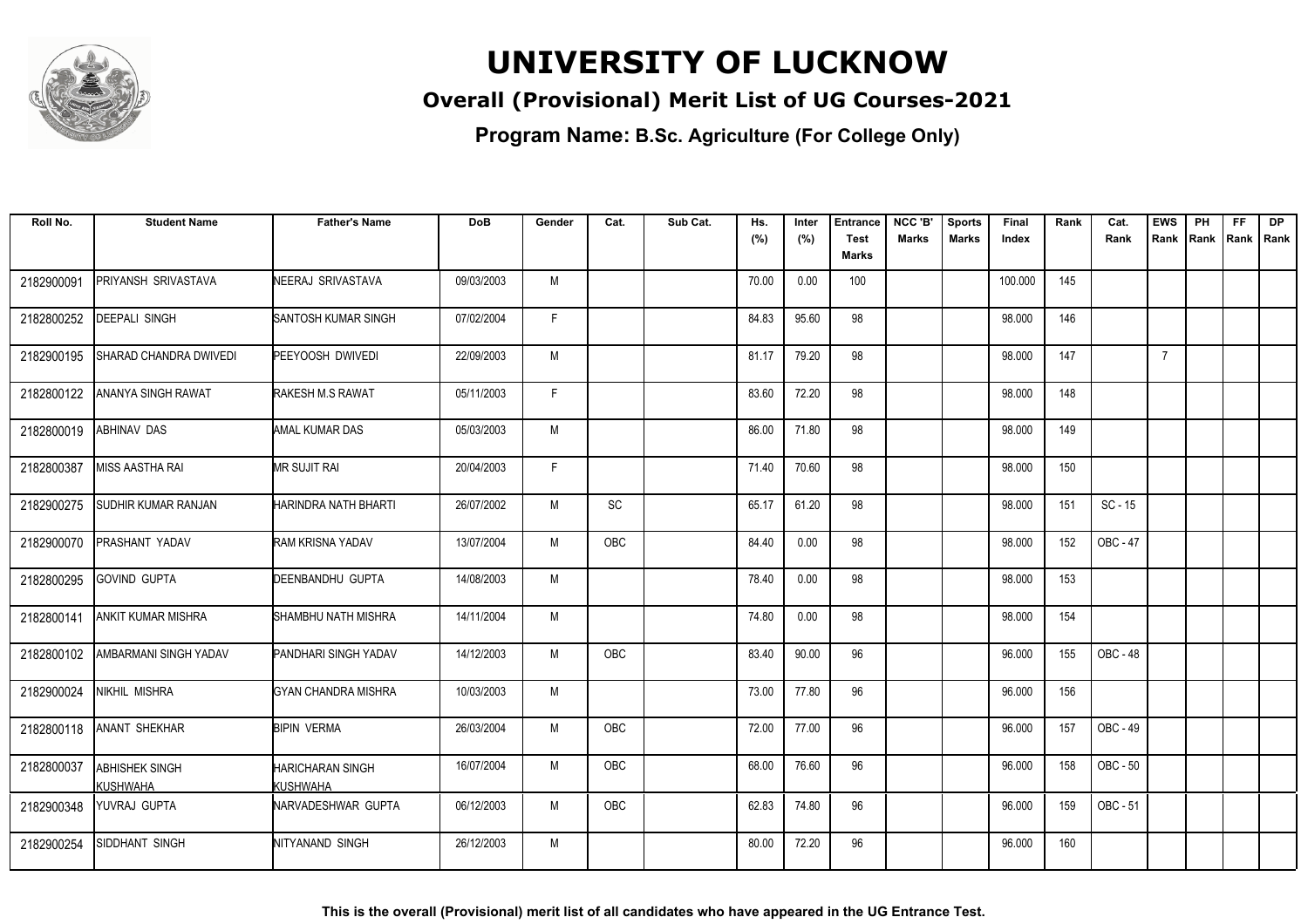# UNIVERSITY OF LUCKNOW

## Overall (Provisional) Merit List of UG Courses-2021

**Program Name: B.Sc. Agriculture (For College Only)**

| Roll No. | Student Name | Father's Name | DoB | Gender | Cat. | Sub Cat. | Hs. (%) | Inter (%) | Entrance Test Marks | NCC 'B' Marks | Sports Marks | Final Index | Rank | Cat. Rank | EWS Rank | PH Rank | FF Rank | DP Rank |
|---|---|---|---|---|---|---|---|---|---|---|---|---|---|---|---|---|---|---|
| 2182900091 | PRIYANSH SRIVASTAVA | NEERAJ SRIVASTAVA | 09/03/2003 | M | | | 70.00 | 0.00 | 100 | | | 100.000 | 145 | | | | | |
| 2182800252 | DEEPALI SINGH | SANTOSH KUMAR SINGH | 07/02/2004 | F | | | 84.83 | 95.60 | 98 | | | 98.000 | 146 | | | | | |
| 2182900195 | SHARAD CHANDRA DWIVEDI | PEEYOOSH DWIVEDI | 22/09/2003 | M | | | 81.17 | 79.20 | 98 | | | 98.000 | 147 | | 7 | | | |
| 2182800122 | ANANYA SINGH RAWAT | RAKESH M.S RAWAT | 05/11/2003 | F | | | 83.60 | 72.20 | 98 | | | 98.000 | 148 | | | | | |
| 2182800019 | ABHINAV DAS | AMAL KUMAR DAS | 05/03/2003 | M | | | 86.00 | 71.80 | 98 | | | 98.000 | 149 | | | | | |
| 2182800387 | MISS AASTHA RAI | MR SUJIT RAI | 20/04/2003 | F | | | 71.40 | 70.60 | 98 | | | 98.000 | 150 | | | | | |
| 2182900275 | SUDHIR KUMAR RANJAN | HARINDRA NATH BHARTI | 26/07/2002 | M | SC | | 65.17 | 61.20 | 98 | | | 98.000 | 151 | SC - 15 | | | | |
| 2182900070 | PRASHANT YADAV | RAM KRISNA YADAV | 13/07/2004 | M | OBC | | 84.40 | 0.00 | 98 | | | 98.000 | 152 | OBC - 47 | | | | |
| 2182800295 | GOVIND GUPTA | DEENBANDHU GUPTA | 14/08/2003 | M | | | 78.40 | 0.00 | 98 | | | 98.000 | 153 | | | | | |
| 2182800141 | ANKIT KUMAR MISHRA | SHAMBHU NATH MISHRA | 14/11/2004 | M | | | 74.80 | 0.00 | 98 | | | 98.000 | 154 | | | | | |
| 2182800102 | AMBARMANI SINGH YADAV | PANDHARI SINGH YADAV | 14/12/2003 | M | OBC | | 83.40 | 90.00 | 96 | | | 96.000 | 155 | OBC - 48 | | | | |
| 2182900024 | NIKHIL MISHRA | GYAN CHANDRA MISHRA | 10/03/2003 | M | | | 73.00 | 77.80 | 96 | | | 96.000 | 156 | | | | | |
| 2182800118 | ANANT SHEKHAR | BIPIN VERMA | 26/03/2004 | M | OBC | | 72.00 | 77.00 | 96 | | | 96.000 | 157 | OBC - 49 | | | | |
| 2182800037 | ABHISHEK SINGH KUSHWAHA | HARICHARAN SINGH KUSHWAHA | 16/07/2004 | M | OBC | | 68.00 | 76.60 | 96 | | | 96.000 | 158 | OBC - 50 | | | | |
| 2182900348 | YUVRAJ GUPTA | NARVADESHWAR GUPTA | 06/12/2003 | M | OBC | | 62.83 | 74.80 | 96 | | | 96.000 | 159 | OBC - 51 | | | | |
| 2182900254 | SIDDHANT SINGH | NITYANAND SINGH | 26/12/2003 | M | | | 80.00 | 72.20 | 96 | | | 96.000 | 160 | | | | | |

**This is the overall (Provisional) merit list of all candidates who have appeared in the UG Entrance Test.**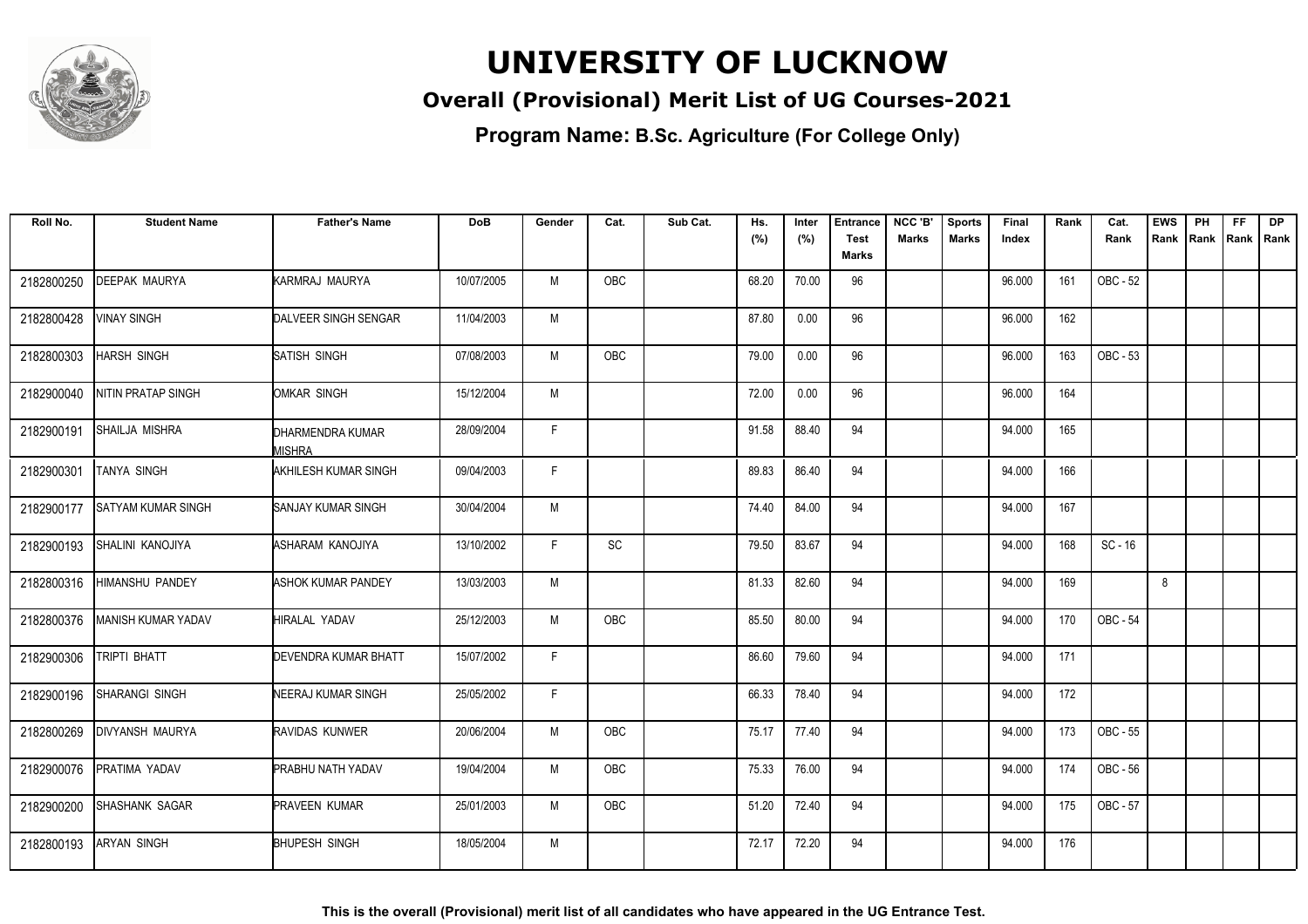# UNIVERSITY OF LUCKNOW

## Overall (Provisional) Merit List of UG Courses-2021

### Program Name: B.Sc. Agriculture (For College Only)

| Roll No. | Student Name | Father's Name | DoB | Gender | Cat. | Sub Cat. | Hs. (%) | Inter (%) | Entrance Test Marks | NCC 'B' Marks | Sports Marks | Final Index | Rank | Cat. Rank | EWS Rank | PH Rank | FF Rank | DP Rank |
|---|---|---|---|---|---|---|---|---|---|---|---|---|---|---|---|---|---|---|
| 2182800250 | DEEPAK MAURYA | KARMRAJ MAURYA | 10/07/2005 | M | OBC | | 68.20 | 70.00 | 96 | | | 96.000 | 161 | OBC - 52 | | | | |
| 2182800428 | VINAY SINGH | DALVEER SINGH SENGAR | 11/04/2003 | M | | | 87.80 | 0.00 | 96 | | | 96.000 | 162 | | | | | |
| 2182800303 | HARSH SINGH | SATISH SINGH | 07/08/2003 | M | OBC | | 79.00 | 0.00 | 96 | | | 96.000 | 163 | OBC - 53 | | | | |
| 2182900040 | NITIN PRATAP SINGH | OMKAR SINGH | 15/12/2004 | M | | | 72.00 | 0.00 | 96 | | | 96.000 | 164 | | | | | |
| 2182900191 | SHAILJA MISHRA | DHARMENDRA KUMAR MISHRA | 28/09/2004 | F | | | 91.58 | 88.40 | 94 | | | 94.000 | 165 | | | | | |
| 2182900301 | TANYA SINGH | AKHILESH KUMAR SINGH | 09/04/2003 | F | | | 89.83 | 86.40 | 94 | | | 94.000 | 166 | | | | | |
| 2182900177 | SATYAM KUMAR SINGH | SANJAY KUMAR SINGH | 30/04/2004 | M | | | 74.40 | 84.00 | 94 | | | 94.000 | 167 | | | | | |
| 2182900193 | SHALINI KANOJIYA | ASHARAM KANOJIYA | 13/10/2002 | F | SC | | 79.50 | 83.67 | 94 | | | 94.000 | 168 | SC - 16 | | | | |
| 2182800316 | HIMANSHU PANDEY | ASHOK KUMAR PANDEY | 13/03/2003 | M | | | 81.33 | 82.60 | 94 | | | 94.000 | 169 | | 8 | | | |
| 2182800376 | MANISH KUMAR YADAV | HIRALAL YADAV | 25/12/2003 | M | OBC | | 85.50 | 80.00 | 94 | | | 94.000 | 170 | OBC - 54 | | | | |
| 2182900306 | TRIPTI BHATT | DEVENDRA KUMAR BHATT | 15/07/2002 | F | | | 86.60 | 79.60 | 94 | | | 94.000 | 171 | | | | | |
| 2182900196 | SHARANGI SINGH | NEERAJ KUMAR SINGH | 25/05/2002 | F | | | 66.33 | 78.40 | 94 | | | 94.000 | 172 | | | | | |
| 2182800269 | DIVYANSH MAURYA | RAVIDAS KUNWER | 20/06/2004 | M | OBC | | 75.17 | 77.40 | 94 | | | 94.000 | 173 | OBC - 55 | | | | |
| 2182900076 | PRATIMA YADAV | PRABHU NATH YADAV | 19/04/2004 | M | OBC | | 75.33 | 76.00 | 94 | | | 94.000 | 174 | OBC - 56 | | | | |
| 2182900200 | SHASHANK SAGAR | PRAVEEN KUMAR | 25/01/2003 | M | OBC | | 51.20 | 72.40 | 94 | | | 94.000 | 175 | OBC - 57 | | | | |
| 2182800193 | ARYAN SINGH | BHUPESH SINGH | 18/05/2004 | M | | | 72.17 | 72.20 | 94 | | | 94.000 | 176 | | | | | |

**This is the overall (Provisional) merit list of all candidates who have appeared in the UG Entrance Test.**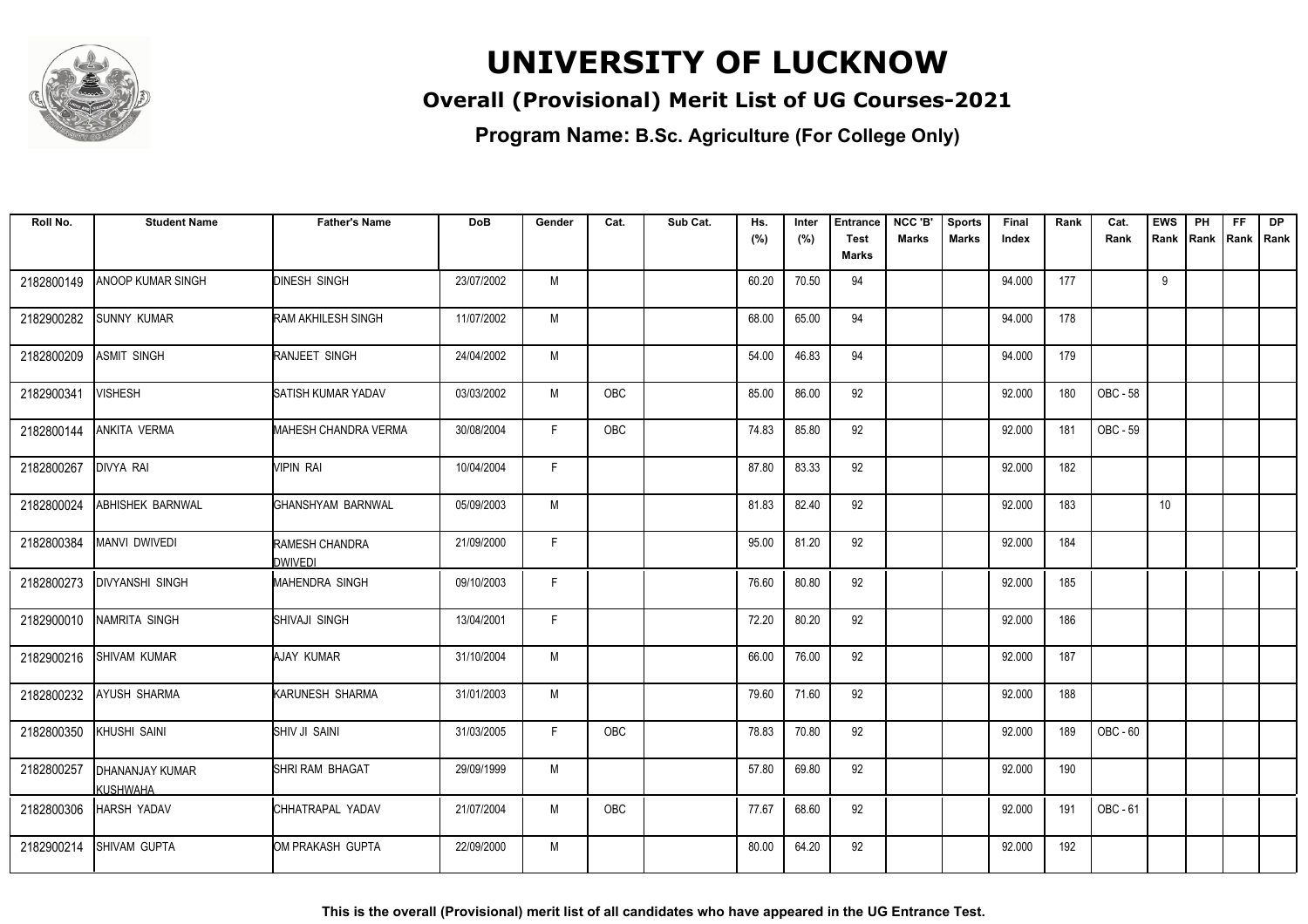# UNIVERSITY OF LUCKNOW

## Overall (Provisional) Merit List of UG Courses-2021

### Program Name: B.Sc. Agriculture (For College Only)

| Roll No. | Student Name | Father's Name | DoB | Gender | Cat. | Sub Cat. | Hs. (%) | Inter (%) | Entrance Test Marks | NCC 'B' Marks | Sports Marks | Final Index | Rank | Cat. Rank | EWS Rank | PH Rank | FF Rank | DP Rank |
|---|---|---|---|---|---|---|---|---|---|---|---|---|---|---|---|---|---|---|
| 2182800149 | ANOOP KUMAR SINGH | DINESH SINGH | 23/07/2002 | M | | | 60.20 | 70.50 | 94 | | | 94.000 | 177 | | 9 | | | |
| 2182900282 | SUNNY KUMAR | RAM AKHILESH SINGH | 11/07/2002 | M | | | 68.00 | 65.00 | 94 | | | 94.000 | 178 | | | | | |
| 2182800209 | ASMIT SINGH | RANJEET SINGH | 24/04/2002 | M | | | 54.00 | 46.83 | 94 | | | 94.000 | 179 | | | | | |
| 2182900341 | VISHESH | SATISH KUMAR YADAV | 03/03/2002 | M | OBC | | 85.00 | 86.00 | 92 | | | 92.000 | 180 | OBC - 58 | | | | |
| 2182800144 | ANKITA VERMA | MAHESH CHANDRA VERMA | 30/08/2004 | F | OBC | | 74.83 | 85.80 | 92 | | | 92.000 | 181 | OBC - 59 | | | | |
| 2182800267 | DIVYA RAI | VIPIN RAI | 10/04/2004 | F | | | 87.80 | 83.33 | 92 | | | 92.000 | 182 | | | | | |
| 2182800024 | ABHISHEK BARNWAL | GHANSHYAM BARNWAL | 05/09/2003 | M | | | 81.83 | 82.40 | 92 | | | 92.000 | 183 | | 10 | | | |
| 2182800384 | MANVI DWIVEDI | RAMESH CHANDRA DWIVEDI | 21/09/2000 | F | | | 95.00 | 81.20 | 92 | | | 92.000 | 184 | | | | | |
| 2182800273 | DIVYANSHI SINGH | MAHENDRA SINGH | 09/10/2003 | F | | | 76.60 | 80.80 | 92 | | | 92.000 | 185 | | | | | |
| 2182900010 | NAMRITA SINGH | SHIVAJI SINGH | 13/04/2001 | F | | | 72.20 | 80.20 | 92 | | | 92.000 | 186 | | | | | |
| 2182900216 | SHIVAM KUMAR | AJAY KUMAR | 31/10/2004 | M | | | 66.00 | 76.00 | 92 | | | 92.000 | 187 | | | | | |
| 2182800232 | AYUSH SHARMA | KARUNESH SHARMA | 31/01/2003 | M | | | 79.60 | 71.60 | 92 | | | 92.000 | 188 | | | | | |
| 2182800350 | KHUSHI SAINI | SHIV JI SAINI | 31/03/2005 | F | OBC | | 78.83 | 70.80 | 92 | | | 92.000 | 189 | OBC - 60 | | | | |
| 2182800257 | DHANANJAY KUMAR KUSHWAHA | SHRI RAM BHAGAT | 29/09/1999 | M | | | 57.80 | 69.80 | 92 | | | 92.000 | 190 | | | | | |
| 2182800306 | HARSH YADAV | CHHATRAPAL YADAV | 21/07/2004 | M | OBC | | 77.67 | 68.60 | 92 | | | 92.000 | 191 | OBC - 61 | | | | |
| 2182900214 | SHIVAM GUPTA | OM PRAKASH GUPTA | 22/09/2000 | M | | | 80.00 | 64.20 | 92 | | | 92.000 | 192 | | | | | |

**This is the overall (Provisional) merit list of all candidates who have appeared in the UG Entrance Test.**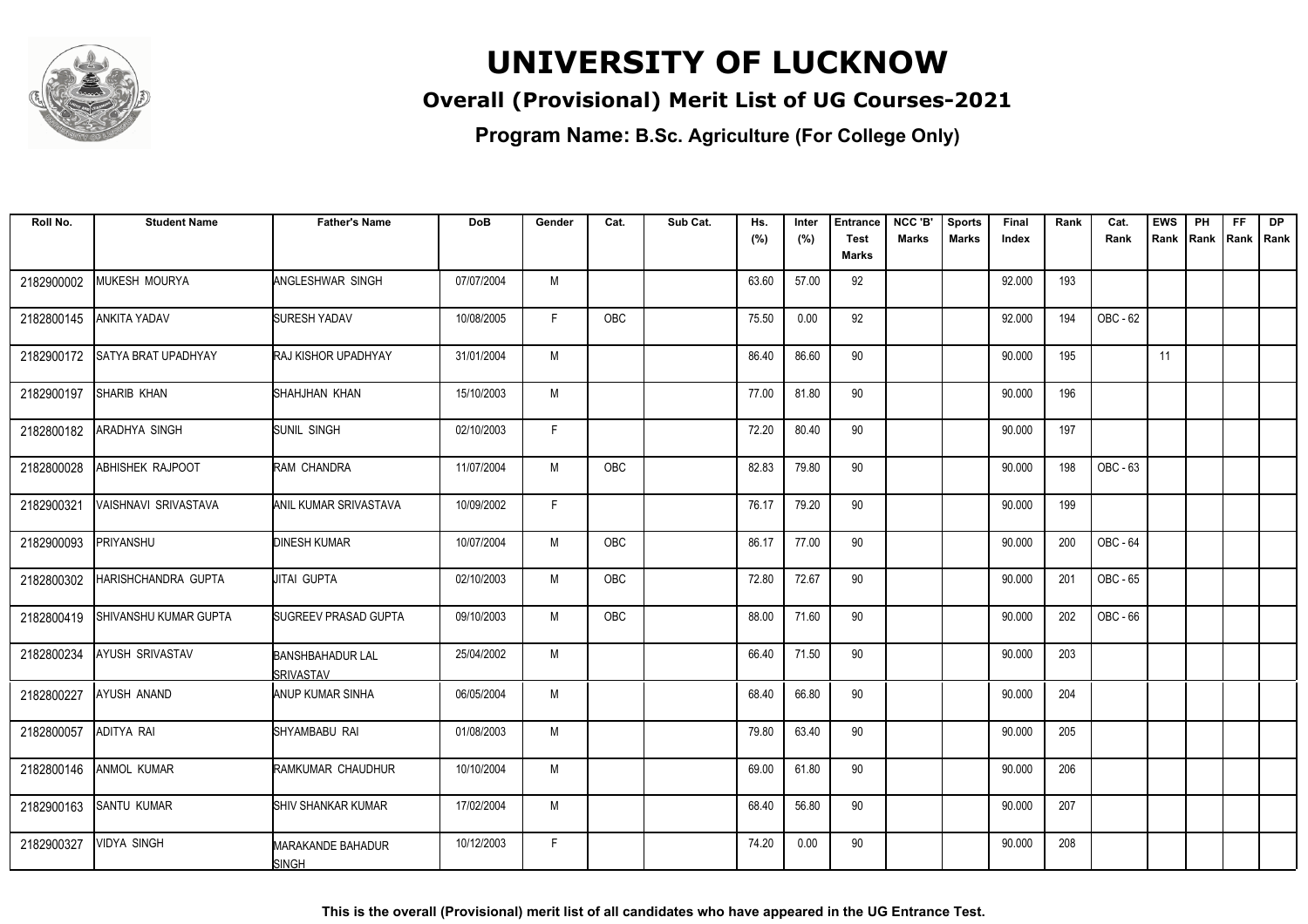# UNIVERSITY OF LUCKNOW

## Overall (Provisional) Merit List of UG Courses-2021

### Program Name: B.Sc. Agriculture (For College Only)

| Roll No. | Student Name | Father's Name | DoB | Gender | Cat. | Sub Cat. | Hs. (%) | Inter (%) | Entrance Test Marks | NCC 'B' Marks | Sports Marks | Final Index | Rank | Cat. Rank | EWS Rank | PH Rank | FF Rank | DP Rank |
|---|---|---|---|---|---|---|---|---|---|---|---|---|---|---|---|---|---|---|
| 2182900002 | MUKESH MOURYA | ANGLESHWAR SINGH | 07/07/2004 | M | | | 63.60 | 57.00 | 92 | | | 92.000 | 193 | | | | | |
| 2182800145 | ANKITA YADAV | SURESH YADAV | 10/08/2005 | F | OBC | | 75.50 | 0.00 | 92 | | | 92.000 | 194 | OBC - 62 | | | | |
| 2182900172 | SATYA BRAT UPADHYAY | RAJ KISHOR UPADHYAY | 31/01/2004 | M | | | 86.40 | 86.60 | 90 | | | 90.000 | 195 | | 11 | | | |
| 2182900197 | SHARIB KHAN | SHAHJHAN KHAN | 15/10/2003 | M | | | 77.00 | 81.80 | 90 | | | 90.000 | 196 | | | | | |
| 2182800182 | ARADHYA SINGH | SUNIL SINGH | 02/10/2003 | F | | | 72.20 | 80.40 | 90 | | | 90.000 | 197 | | | | | |
| 2182800028 | ABHISHEK RAJPOOT | RAM CHANDRA | 11/07/2004 | M | OBC | | 82.83 | 79.80 | 90 | | | 90.000 | 198 | OBC - 63 | | | | |
| 2182900321 | VAISHNAVI SRIVASTAVA | ANIL KUMAR SRIVASTAVA | 10/09/2002 | F | | | 76.17 | 79.20 | 90 | | | 90.000 | 199 | | | | | |
| 2182900093 | PRIYANSHU | DINESH KUMAR | 10/07/2004 | M | OBC | | 86.17 | 77.00 | 90 | | | 90.000 | 200 | OBC - 64 | | | | |
| 2182800302 | HARISHCHANDRA GUPTA | JITAI GUPTA | 02/10/2003 | M | OBC | | 72.80 | 72.67 | 90 | | | 90.000 | 201 | OBC - 65 | | | | |
| 2182800419 | SHIVANSHU KUMAR GUPTA | SUGREEV PRASAD GUPTA | 09/10/2003 | M | OBC | | 88.00 | 71.60 | 90 | | | 90.000 | 202 | OBC - 66 | | | | |
| 2182800234 | AYUSH SRIVASTAV | BANSHBAHADUR LAL SRIVASTAV | 25/04/2002 | M | | | 66.40 | 71.50 | 90 | | | 90.000 | 203 | | | | | |
| 2182800227 | AYUSH ANAND | ANUP KUMAR SINHA | 06/05/2004 | M | | | 68.40 | 66.80 | 90 | | | 90.000 | 204 | | | | | |
| 2182800057 | ADITYA RAI | SHYAMBABU RAI | 01/08/2003 | M | | | 79.80 | 63.40 | 90 | | | 90.000 | 205 | | | | | |
| 2182800146 | ANMOL KUMAR | RAMKUMAR CHAUDHUR | 10/10/2004 | M | | | 69.00 | 61.80 | 90 | | | 90.000 | 206 | | | | | |
| 2182900163 | SANTU KUMAR | SHIV SHANKAR KUMAR | 17/02/2004 | M | | | 68.40 | 56.80 | 90 | | | 90.000 | 207 | | | | | |
| 2182900327 | VIDYA SINGH | MARAKANDE BAHADUR SINGH | 10/12/2003 | F | | | 74.20 | 0.00 | 90 | | | 90.000 | 208 | | | | | |

**This is the overall (Provisional) merit list of all candidates who have appeared in the UG Entrance Test.**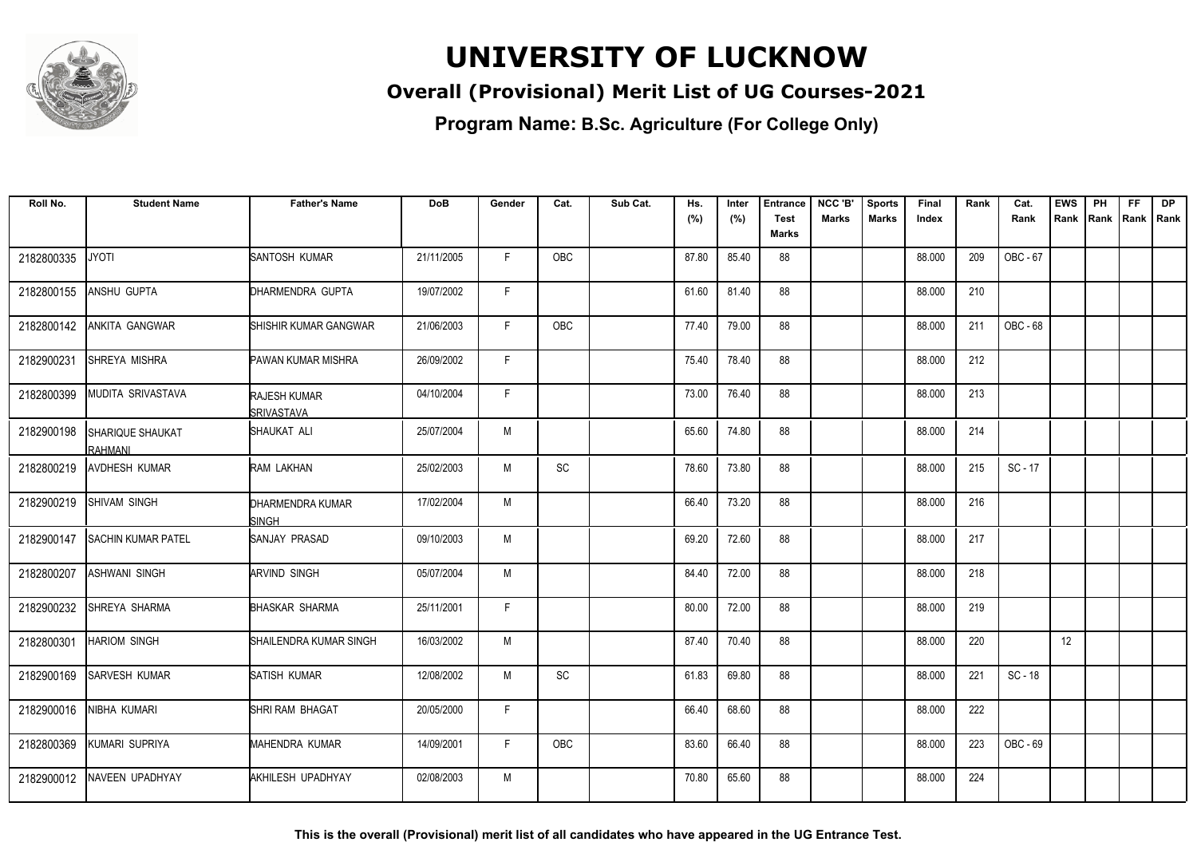# UNIVERSITY OF LUCKNOW

## Overall (Provisional) Merit List of UG Courses-2021

### Program Name: B.Sc. Agriculture (For College Only)

| Roll No. | Student Name | Father's Name | DoB | Gender | Cat. | Sub Cat. | Hs. (%) | Inter (%) | Entrance Test Marks | NCC 'B' Marks | Sports Marks | Final Index | Rank | Cat. Rank | EWS Rank | PH Rank | FF Rank | DP Rank |
|---|---|---|---|---|---|---|---|---|---|---|---|---|---|---|---|---|---|---|
| 2182800335 | JYOTI | SANTOSH KUMAR | 21/11/2005 | F | OBC | | 87.80 | 85.40 | 88 | | | 88.000 | 209 | OBC - 67 | | | | |
| 2182800155 | ANSHU GUPTA | DHARMENDRA GUPTA | 19/07/2002 | F | | | 61.60 | 81.40 | 88 | | | 88.000 | 210 | | | | | |
| 2182800142 | ANKITA GANGWAR | SHISHIR KUMAR GANGWAR | 21/06/2003 | F | OBC | | 77.40 | 79.00 | 88 | | | 88.000 | 211 | OBC - 68 | | | | |
| 2182900231 | SHREYA MISHRA | PAWAN KUMAR MISHRA | 26/09/2002 | F | | | 75.40 | 78.40 | 88 | | | 88.000 | 212 | | | | | |
| 2182800399 | MUDITA SRIVASTAVA | RAJESH KUMAR SRIVASTAVA | 04/10/2004 | F | | | 73.00 | 76.40 | 88 | | | 88.000 | 213 | | | | | |
| 2182900198 | SHARIQUE SHAUKAT RAHMANI | SHAUKAT ALI | 25/07/2004 | M | | | 65.60 | 74.80 | 88 | | | 88.000 | 214 | | | | | |
| 2182800219 | AVDHESH KUMAR | RAM LAKHAN | 25/02/2003 | M | SC | | 78.60 | 73.80 | 88 | | | 88.000 | 215 | SC - 17 | | | | |
| 2182900219 | SHIVAM SINGH | DHARMENDRA KUMAR SINGH | 17/02/2004 | M | | | 66.40 | 73.20 | 88 | | | 88.000 | 216 | | | | | |
| 2182900147 | SACHIN KUMAR PATEL | SANJAY PRASAD | 09/10/2003 | M | | | 69.20 | 72.60 | 88 | | | 88.000 | 217 | | | | | |
| 2182800207 | ASHWANI SINGH | ARVIND SINGH | 05/07/2004 | M | | | 84.40 | 72.00 | 88 | | | 88.000 | 218 | | | | | |
| 2182900232 | SHREYA SHARMA | BHASKAR SHARMA | 25/11/2001 | F | | | 80.00 | 72.00 | 88 | | | 88.000 | 219 | | | | | |
| 2182800301 | HARIOM SINGH | SHAILENDRA KUMAR SINGH | 16/03/2002 | M | | | 87.40 | 70.40 | 88 | | | 88.000 | 220 | | 12 | | | |
| 2182900169 | SARVESH KUMAR | SATISH KUMAR | 12/08/2002 | M | SC | | 61.83 | 69.80 | 88 | | | 88.000 | 221 | SC - 18 | | | | |
| 2182900016 | NIBHA KUMARI | SHRI RAM BHAGAT | 20/05/2000 | F | | | 66.40 | 68.60 | 88 | | | 88.000 | 222 | | | | | |
| 2182800369 | KUMARI SUPRIYA | MAHENDRA KUMAR | 14/09/2001 | F | OBC | | 83.60 | 66.40 | 88 | | | 88.000 | 223 | OBC - 69 | | | | |
| 2182900012 | NAVEEN UPADHYAY | AKHILESH UPADHYAY | 02/08/2003 | M | | | 70.80 | 65.60 | 88 | | | 88.000 | 224 | | | | | |

**This is the overall (Provisional) merit list of all candidates who have appeared in the UG Entrance Test.**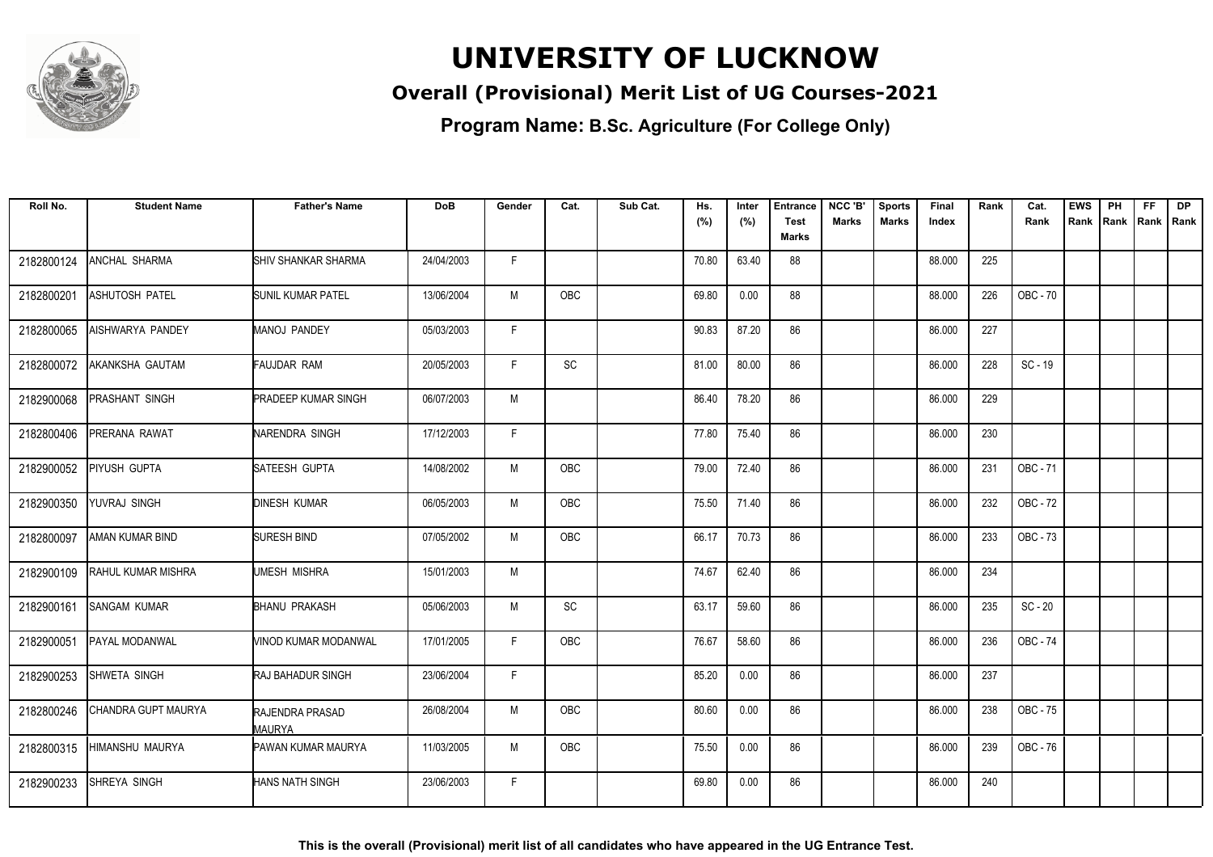# UNIVERSITY OF LUCKNOW

## Overall (Provisional) Merit List of UG Courses-2021

### Program Name: B.Sc. Agriculture (For College Only)

| Roll No. | Student Name | Father's Name | DoB | Gender | Cat. | Sub Cat. | Hs. (%) | Inter (%) | Entrance Test Marks | NCC 'B' Marks | Sports Marks | Final Index | Rank | Cat. Rank | EWS Rank | PH Rank | FF Rank | DP Rank |
|---|---|---|---|---|---|---|---|---|---|---|---|---|---|---|---|---|---|---|
| 2182800124 | ANCHAL SHARMA | SHIV SHANKAR SHARMA | 24/04/2003 | F | | | 70.80 | 63.40 | 88 | | | 88.000 | 225 | | | | | |
| 2182800201 | ASHUTOSH PATEL | SUNIL KUMAR PATEL | 13/06/2004 | M | OBC | | 69.80 | 0.00 | 88 | | | 88.000 | 226 | OBC - 70 | | | | |
| 2182800065 | AISHWARYA PANDEY | MANOJ PANDEY | 05/03/2003 | F | | | 90.83 | 87.20 | 86 | | | 86.000 | 227 | | | | | |
| 2182800072 | AKANKSHA GAUTAM | FAUJDAR RAM | 20/05/2003 | F | SC | | 81.00 | 80.00 | 86 | | | 86.000 | 228 | SC - 19 | | | | |
| 2182900068 | PRASHANT SINGH | PRADEEP KUMAR SINGH | 06/07/2003 | M | | | 86.40 | 78.20 | 86 | | | 86.000 | 229 | | | | | |
| 2182800406 | PRERANA RAWAT | NARENDRA SINGH | 17/12/2003 | F | | | 77.80 | 75.40 | 86 | | | 86.000 | 230 | | | | | |
| 2182900052 | PIYUSH GUPTA | SATEESH GUPTA | 14/08/2002 | M | OBC | | 79.00 | 72.40 | 86 | | | 86.000 | 231 | OBC - 71 | | | | |
| 2182900350 | YUVRAJ SINGH | DINESH KUMAR | 06/05/2003 | M | OBC | | 75.50 | 71.40 | 86 | | | 86.000 | 232 | OBC - 72 | | | | |
| 2182800097 | AMAN KUMAR BIND | SURESH BIND | 07/05/2002 | M | OBC | | 66.17 | 70.73 | 86 | | | 86.000 | 233 | OBC - 73 | | | | |
| 2182900109 | RAHUL KUMAR MISHRA | UMESH MISHRA | 15/01/2003 | M | | | 74.67 | 62.40 | 86 | | | 86.000 | 234 | | | | | |
| 2182900161 | SANGAM KUMAR | BHANU PRAKASH | 05/06/2003 | M | SC | | 63.17 | 59.60 | 86 | | | 86.000 | 235 | SC - 20 | | | | |
| 2182900051 | PAYAL MODANWAL | VINOD KUMAR MODANWAL | 17/01/2005 | F | OBC | | 76.67 | 58.60 | 86 | | | 86.000 | 236 | OBC - 74 | | | | |
| 2182900253 | SHWETA SINGH | RAJ BAHADUR SINGH | 23/06/2004 | F | | | 85.20 | 0.00 | 86 | | | 86.000 | 237 | | | | | |
| 2182800246 | CHANDRA GUPT MAURYA | RAJENDRA PRASAD MAURYA | 26/08/2004 | M | OBC | | 80.60 | 0.00 | 86 | | | 86.000 | 238 | OBC - 75 | | | | |
| 2182800315 | HIMANSHU MAURYA | PAWAN KUMAR MAURYA | 11/03/2005 | M | OBC | | 75.50 | 0.00 | 86 | | | 86.000 | 239 | OBC - 76 | | | | |
| 2182900233 | SHREYA SINGH | HANS NATH SINGH | 23/06/2003 | F | | | 69.80 | 0.00 | 86 | | | 86.000 | 240 | | | | | |

**This is the overall (Provisional) merit list of all candidates who have appeared in the UG Entrance Test.**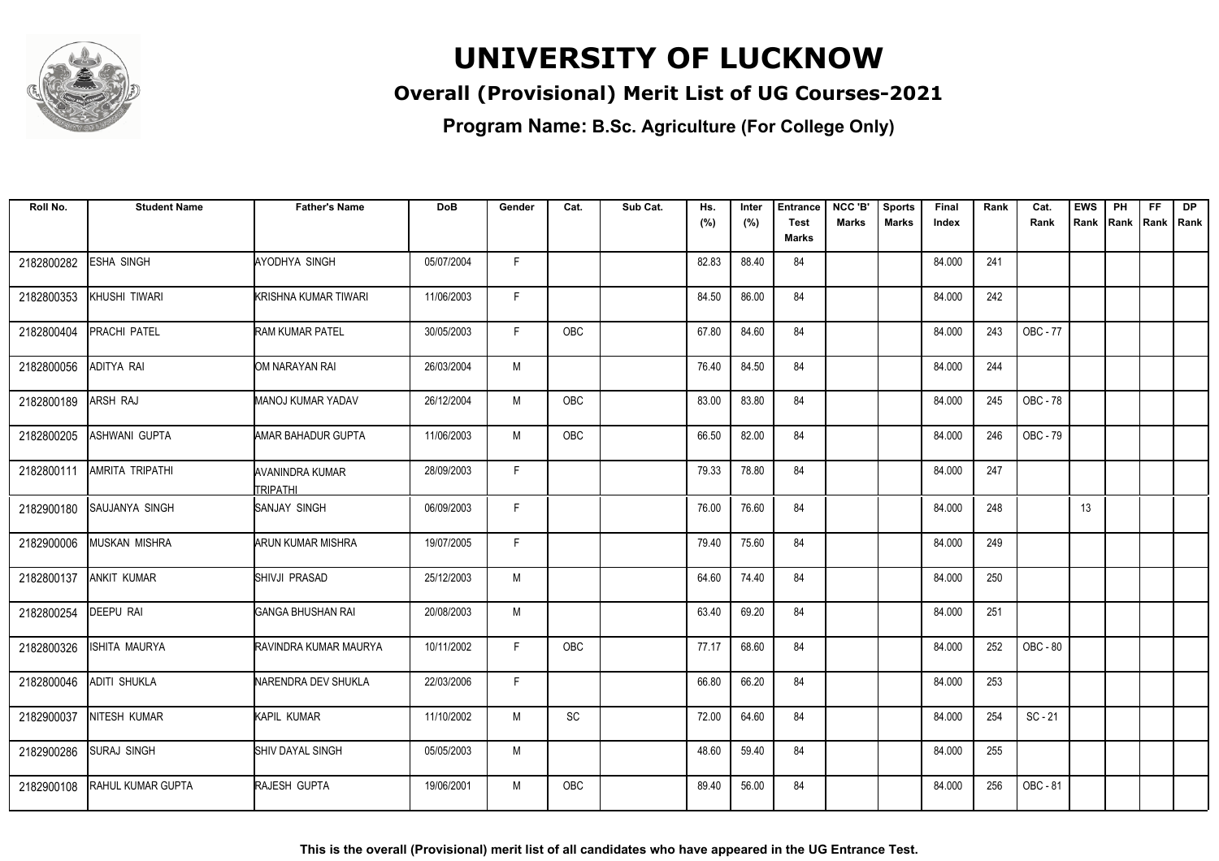# UNIVERSITY OF LUCKNOW

## Overall (Provisional) Merit List of UG Courses-2021

### Program Name: B.Sc. Agriculture (For College Only)

| Roll No. | Student Name | Father's Name | DoB | Gender | Cat. | Sub Cat. | Hs. (%) | Inter (%) | Entrance Test Marks | NCC 'B' Marks | Sports Marks | Final Index | Rank | Cat. Rank | EWS Rank | PH Rank | FF Rank | DP Rank |
|---|---|---|---|---|---|---|---|---|---|---|---|---|---|---|---|---|---|---|
| 2182800282 | ESHA SINGH | AYODHYA SINGH | 05/07/2004 | F | | | 82.83 | 88.40 | 84 | | | 84.000 | 241 | | | | | |
| 2182800353 | KHUSHI TIWARI | KRISHNA KUMAR TIWARI | 11/06/2003 | F | | | 84.50 | 86.00 | 84 | | | 84.000 | 242 | | | | | |
| 2182800404 | PRACHI PATEL | RAM KUMAR PATEL | 30/05/2003 | F | OBC | | 67.80 | 84.60 | 84 | | | 84.000 | 243 | OBC - 77 | | | | |
| 2182800056 | ADITYA RAI | OM NARAYAN RAI | 26/03/2004 | M | | | 76.40 | 84.50 | 84 | | | 84.000 | 244 | | | | | |
| 2182800189 | ARSH RAJ | MANOJ KUMAR YADAV | 26/12/2004 | M | OBC | | 83.00 | 83.80 | 84 | | | 84.000 | 245 | OBC - 78 | | | | |
| 2182800205 | ASHWANI GUPTA | AMAR BAHADUR GUPTA | 11/06/2003 | M | OBC | | 66.50 | 82.00 | 84 | | | 84.000 | 246 | OBC - 79 | | | | |
| 2182800111 | AMRITA TRIPATHI | AVANINDRA KUMAR TRIPATHI | 28/09/2003 | F | | | 79.33 | 78.80 | 84 | | | 84.000 | 247 | | | | | |
| 2182900180 | SAUJANYA SINGH | SANJAY SINGH | 06/09/2003 | F | | | 76.00 | 76.60 | 84 | | | 84.000 | 248 | | 13 | | | |
| 2182900006 | MUSKAN MISHRA | ARUN KUMAR MISHRA | 19/07/2005 | F | | | 79.40 | 75.60 | 84 | | | 84.000 | 249 | | | | | |
| 2182800137 | ANKIT KUMAR | SHIVJI PRASAD | 25/12/2003 | M | | | 64.60 | 74.40 | 84 | | | 84.000 | 250 | | | | | |
| 2182800254 | DEEPU RAI | GANGA BHUSHAN RAI | 20/08/2003 | M | | | 63.40 | 69.20 | 84 | | | 84.000 | 251 | | | | | |
| 2182800326 | ISHITA MAURYA | RAVINDRA KUMAR MAURYA | 10/11/2002 | F | OBC | | 77.17 | 68.60 | 84 | | | 84.000 | 252 | OBC - 80 | | | | |
| 2182800046 | ADITI SHUKLA | NARENDRA DEV SHUKLA | 22/03/2006 | F | | | 66.80 | 66.20 | 84 | | | 84.000 | 253 | | | | | |
| 2182900037 | NITESH KUMAR | KAPIL KUMAR | 11/10/2002 | M | SC | | 72.00 | 64.60 | 84 | | | 84.000 | 254 | SC - 21 | | | | |
| 2182900286 | SURAJ SINGH | SHIV DAYAL SINGH | 05/05/2003 | M | | | 48.60 | 59.40 | 84 | | | 84.000 | 255 | | | | | |
| 2182900108 | RAHUL KUMAR GUPTA | RAJESH GUPTA | 19/06/2001 | M | OBC | | 89.40 | 56.00 | 84 | | | 84.000 | 256 | OBC - 81 | | | | |

**This is the overall (Provisional) merit list of all candidates who have appeared in the UG Entrance Test.**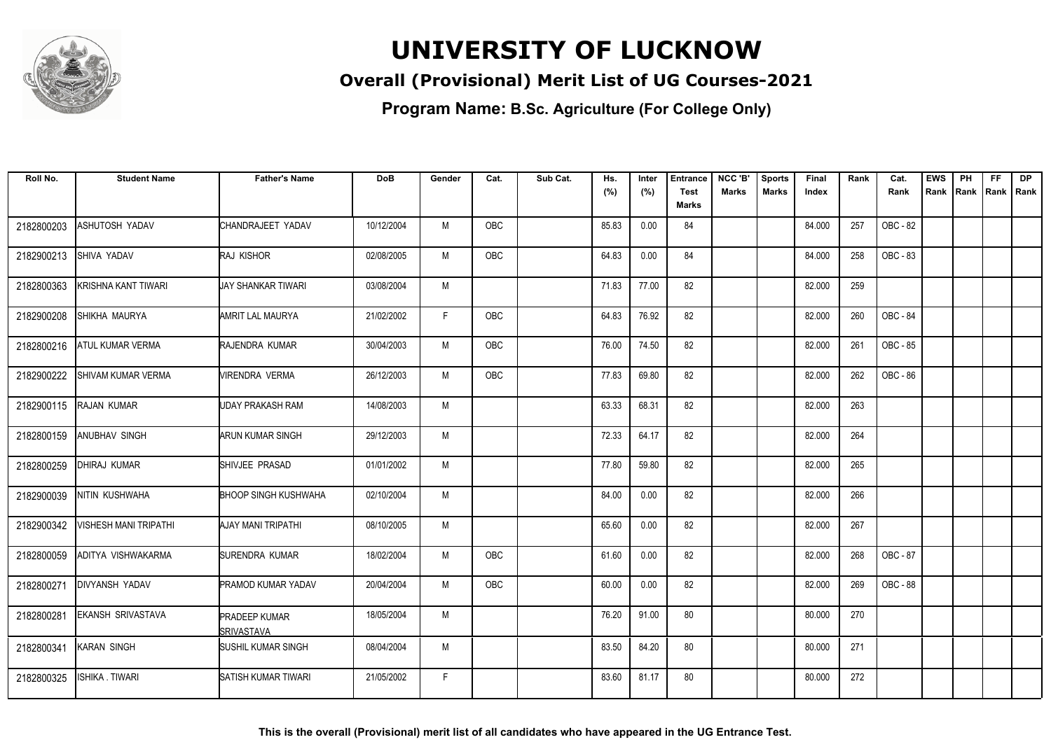# UNIVERSITY OF LUCKNOW

## Overall (Provisional) Merit List of UG Courses-2021

### Program Name: B.Sc. Agriculture (For College Only)

| Roll No. | Student Name | Father's Name | DoB | Gender | Cat. | Sub Cat. | Hs. (%) | Inter (%) | Entrance Test Marks | NCC 'B' Marks | Sports Marks | Final Index | Rank | Cat. Rank | EWS Rank | PH Rank | FF Rank | DP Rank |
|---|---|---|---|---|---|---|---|---|---|---|---|---|---|---|---|---|---|---|
| 2182800203 | ASHUTOSH YADAV | CHANDRAJEET YADAV | 10/12/2004 | M | OBC | | 85.83 | 0.00 | 84 | | | 84.000 | 257 | OBC - 82 | | | | |
| 2182900213 | SHIVA YADAV | RAJ KISHOR | 02/08/2005 | M | OBC | | 64.83 | 0.00 | 84 | | | 84.000 | 258 | OBC - 83 | | | | |
| 2182800363 | KRISHNA KANT TIWARI | JAY SHANKAR TIWARI | 03/08/2004 | M | | | 71.83 | 77.00 | 82 | | | 82.000 | 259 | | | | | |
| 2182900208 | SHIKHA MAURYA | AMRIT LAL MAURYA | 21/02/2002 | F | OBC | | 64.83 | 76.92 | 82 | | | 82.000 | 260 | OBC - 84 | | | | |
| 2182800216 | ATUL KUMAR VERMA | RAJENDRA KUMAR | 30/04/2003 | M | OBC | | 76.00 | 74.50 | 82 | | | 82.000 | 261 | OBC - 85 | | | | |
| 2182900222 | SHIVAM KUMAR VERMA | VIRENDRA VERMA | 26/12/2003 | M | OBC | | 77.83 | 69.80 | 82 | | | 82.000 | 262 | OBC - 86 | | | | |
| 2182900115 | RAJAN KUMAR | UDAY PRAKASH RAM | 14/08/2003 | M | | | 63.33 | 68.31 | 82 | | | 82.000 | 263 | | | | | |
| 2182800159 | ANUBHAV SINGH | ARUN KUMAR SINGH | 29/12/2003 | M | | | 72.33 | 64.17 | 82 | | | 82.000 | 264 | | | | | |
| 2182800259 | DHIRAJ KUMAR | SHIVJEE PRASAD | 01/01/2002 | M | | | 77.80 | 59.80 | 82 | | | 82.000 | 265 | | | | | |
| 2182900039 | NITIN KUSHWAHA | BHOOP SINGH KUSHWAHA | 02/10/2004 | M | | | 84.00 | 0.00 | 82 | | | 82.000 | 266 | | | | | |
| 2182900342 | VISHESH MANI TRIPATHI | AJAY MANI TRIPATHI | 08/10/2005 | M | | | 65.60 | 0.00 | 82 | | | 82.000 | 267 | | | | | |
| 2182800059 | ADITYA VISHWAKARMA | SURENDRA KUMAR | 18/02/2004 | M | OBC | | 61.60 | 0.00 | 82 | | | 82.000 | 268 | OBC - 87 | | | | |
| 2182800271 | DIVYANSH YADAV | PRAMOD KUMAR YADAV | 20/04/2004 | M | OBC | | 60.00 | 0.00 | 82 | | | 82.000 | 269 | OBC - 88 | | | | |
| 2182800281 | EKANSH SRIVASTAVA | PRADEEP KUMAR SRIVASTAVA | 18/05/2004 | M | | | 76.20 | 91.00 | 80 | | | 80.000 | 270 | | | | | |
| 2182800341 | KARAN SINGH | SUSHIL KUMAR SINGH | 08/04/2004 | M | | | 83.50 | 84.20 | 80 | | | 80.000 | 271 | | | | | |
| 2182800325 | ISHIKA . TIWARI | SATISH KUMAR TIWARI | 21/05/2002 | F | | | 83.60 | 81.17 | 80 | | | 80.000 | 272 | | | | | |

**This is the overall (Provisional) merit list of all candidates who have appeared in the UG Entrance Test.**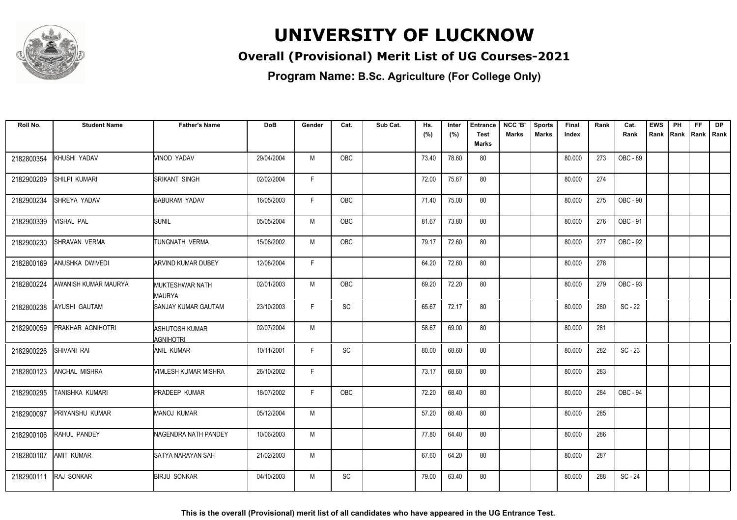# UNIVERSITY OF LUCKNOW

## Overall (Provisional) Merit List of UG Courses-2021

### Program Name: B.Sc. Agriculture (For College Only)

| Roll No. | Student Name | Father's Name | DoB | Gender | Cat. | Sub Cat. | Hs. (%) | Inter (%) | Entrance Test Marks | NCC 'B' Marks | Sports Marks | Final Index | Rank | Cat. Rank | EWS Rank | PH Rank | FF Rank | DP Rank |
|---|---|---|---|---|---|---|---|---|---|---|---|---|---|---|---|---|---|---|
| 2182800354 | KHUSHI YADAV | VINOD YADAV | 29/04/2004 | M | OBC | | 73.40 | 78.60 | 80 | | | 80.000 | 273 | OBC - 89 | | | | |
| 2182900209 | SHILPI KUMARI | SRIKANT SINGH | 02/02/2004 | F | | | 72.00 | 75.67 | 80 | | | 80.000 | 274 | | | | | |
| 2182900234 | SHREYA YADAV | BABURAM YADAV | 16/05/2003 | F | OBC | | 71.40 | 75.00 | 80 | | | 80.000 | 275 | OBC - 90 | | | | |
| 2182900339 | VISHAL PAL | SUNIL | 05/05/2004 | M | OBC | | 81.67 | 73.80 | 80 | | | 80.000 | 276 | OBC - 91 | | | | |
| 2182900230 | SHRAVAN VERMA | TUNGNATH VERMA | 15/08/2002 | M | OBC | | 79.17 | 72.60 | 80 | | | 80.000 | 277 | OBC - 92 | | | | |
| 2182800169 | ANUSHKA DWIVEDI | ARVIND KUMAR DUBEY | 12/08/2004 | F | | | 64.20 | 72.60 | 80 | | | 80.000 | 278 | | | | | |
| 2182800224 | AWANISH KUMAR MAURYA | MUKTESHWAR NATH MAURYA | 02/01/2003 | M | OBC | | 69.20 | 72.20 | 80 | | | 80.000 | 279 | OBC - 93 | | | | |
| 2182800238 | AYUSHI GAUTAM | SANJAY KUMAR GAUTAM | 23/10/2003 | F | SC | | 65.67 | 72.17 | 80 | | | 80.000 | 280 | SC - 22 | | | | |
| 2182900059 | PRAKHAR AGNIHOTRI | ASHUTOSH KUMAR AGNIHOTRI | 02/07/2004 | M | | | 58.67 | 69.00 | 80 | | | 80.000 | 281 | | | | | |
| 2182900226 | SHIVANI RAI | ANIL KUMAR | 10/11/2001 | F | SC | | 80.00 | 68.60 | 80 | | | 80.000 | 282 | SC - 23 | | | | |
| 2182800123 | ANCHAL MISHRA | VIMLESH KUMAR MISHRA | 26/10/2002 | F | | | 73.17 | 68.60 | 80 | | | 80.000 | 283 | | | | | |
| 2182900295 | TANISHKA KUMARI | PRADEEP KUMAR | 18/07/2002 | F | OBC | | 72.20 | 68.40 | 80 | | | 80.000 | 284 | OBC - 94 | | | | |
| 2182900097 | PRIYANSHU KUMAR | MANOJ KUMAR | 05/12/2004 | M | | | 57.20 | 68.40 | 80 | | | 80.000 | 285 | | | | | |
| 2182900106 | RAHUL PANDEY | NAGENDRA NATH PANDEY | 10/06/2003 | M | | | 77.80 | 64.40 | 80 | | | 80.000 | 286 | | | | | |
| 2182800107 | AMIT KUMAR | SATYA NARAYAN SAH | 21/02/2003 | M | | | 67.60 | 64.20 | 80 | | | 80.000 | 287 | | | | | |
| 2182900111 | RAJ SONKAR | BIRJU SONKAR | 04/10/2003 | M | SC | | 79.00 | 63.40 | 80 | | | 80.000 | 288 | SC - 24 | | | | |

**This is the overall (Provisional) merit list of all candidates who have appeared in the UG Entrance Test.**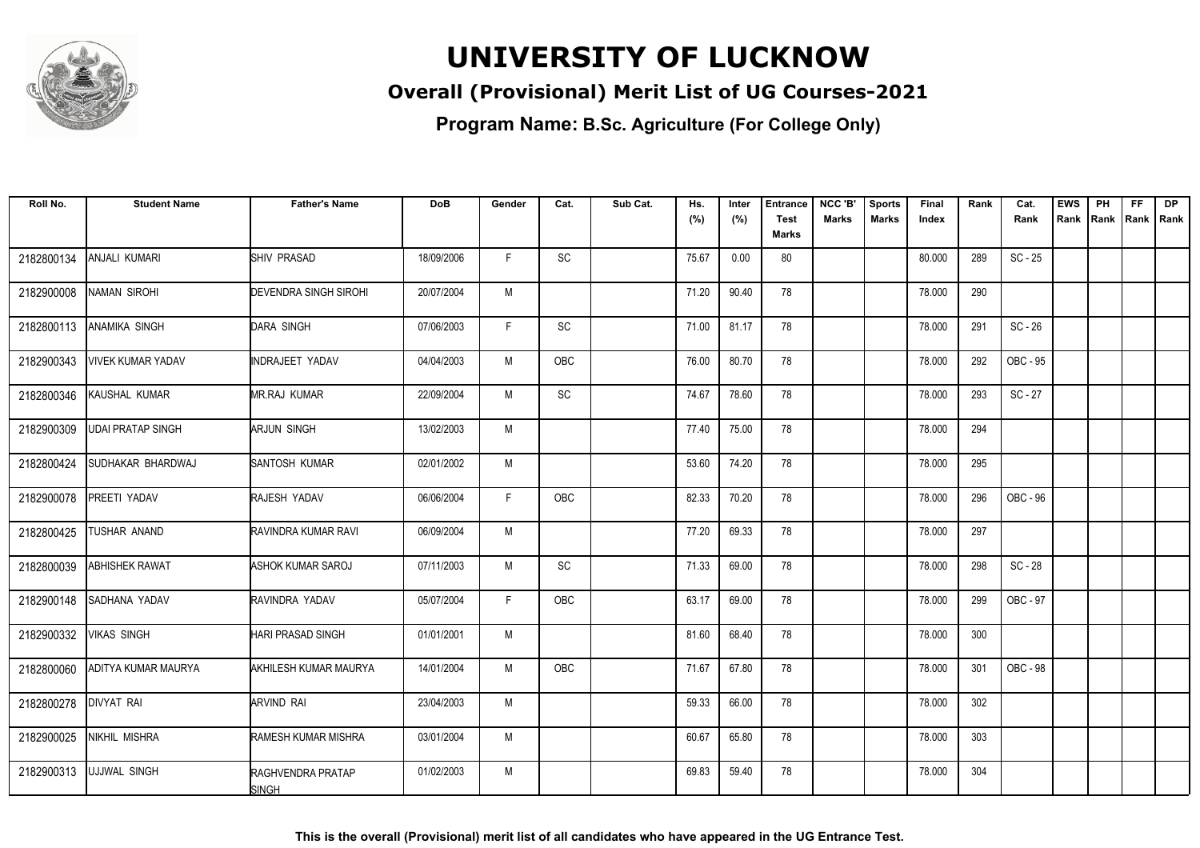# UNIVERSITY OF LUCKNOW

## Overall (Provisional) Merit List of UG Courses-2021

### Program Name: B.Sc. Agriculture (For College Only)

| Roll No. | Student Name | Father's Name | DoB | Gender | Cat. | Sub Cat. | Hs. (%) | Inter (%) | Entrance Test Marks | NCC 'B' Marks | Sports Marks | Final Index | Rank | Cat. Rank | EWS Rank | PH Rank | FF Rank | DP Rank |
|---|---|---|---|---|---|---|---|---|---|---|---|---|---|---|---|---|---|---|
| 2182800134 | ANJALI KUMARI | SHIV PRASAD | 18/09/2006 | F | SC | | 75.67 | 0.00 | 80 | | | 80.000 | 289 | SC - 25 | | | | |
| 2182900008 | NAMAN SIROHI | DEVENDRA SINGH SIROHI | 20/07/2004 | M | | | 71.20 | 90.40 | 78 | | | 78.000 | 290 | | | | | |
| 2182800113 | ANAMIKA SINGH | DARA SINGH | 07/06/2003 | F | SC | | 71.00 | 81.17 | 78 | | | 78.000 | 291 | SC - 26 | | | | |
| 2182900343 | VIVEK KUMAR YADAV | INDRAJEET YADAV | 04/04/2003 | M | OBC | | 76.00 | 80.70 | 78 | | | 78.000 | 292 | OBC - 95 | | | | |
| 2182800346 | KAUSHAL KUMAR | MR.RAJ KUMAR | 22/09/2004 | M | SC | | 74.67 | 78.60 | 78 | | | 78.000 | 293 | SC - 27 | | | | |
| 2182900309 | UDAI PRATAP SINGH | ARJUN SINGH | 13/02/2003 | M | | | 77.40 | 75.00 | 78 | | | 78.000 | 294 | | | | | |
| 2182800424 | SUDHAKAR BHARDWAJ | SANTOSH KUMAR | 02/01/2002 | M | | | 53.60 | 74.20 | 78 | | | 78.000 | 295 | | | | | |
| 2182900078 | PREETI YADAV | RAJESH YADAV | 06/06/2004 | F | OBC | | 82.33 | 70.20 | 78 | | | 78.000 | 296 | OBC - 96 | | | | |
| 2182800425 | TUSHAR ANAND | RAVINDRA KUMAR RAVI | 06/09/2004 | M | | | 77.20 | 69.33 | 78 | | | 78.000 | 297 | | | | | |
| 2182800039 | ABHISHEK RAWAT | ASHOK KUMAR SAROJ | 07/11/2003 | M | SC | | 71.33 | 69.00 | 78 | | | 78.000 | 298 | SC - 28 | | | | |
| 2182900148 | SADHANA YADAV | RAVINDRA YADAV | 05/07/2004 | F | OBC | | 63.17 | 69.00 | 78 | | | 78.000 | 299 | OBC - 97 | | | | |
| 2182900332 | VIKAS SINGH | HARI PRASAD SINGH | 01/01/2001 | M | | | 81.60 | 68.40 | 78 | | | 78.000 | 300 | | | | | |
| 2182800060 | ADITYA KUMAR MAURYA | AKHILESH KUMAR MAURYA | 14/01/2004 | M | OBC | | 71.67 | 67.80 | 78 | | | 78.000 | 301 | OBC - 98 | | | | |
| 2182800278 | DIVYAT RAI | ARVIND RAI | 23/04/2003 | M | | | 59.33 | 66.00 | 78 | | | 78.000 | 302 | | | | | |
| 2182900025 | NIKHIL MISHRA | RAMESH KUMAR MISHRA | 03/01/2004 | M | | | 60.67 | 65.80 | 78 | | | 78.000 | 303 | | | | | |
| 2182900313 | UJJWAL SINGH | RAGHVENDRA PRATAP SINGH | 01/02/2003 | M | | | 69.83 | 59.40 | 78 | | | 78.000 | 304 | | | | | |

**This is the overall (Provisional) merit list of all candidates who have appeared in the UG Entrance Test.**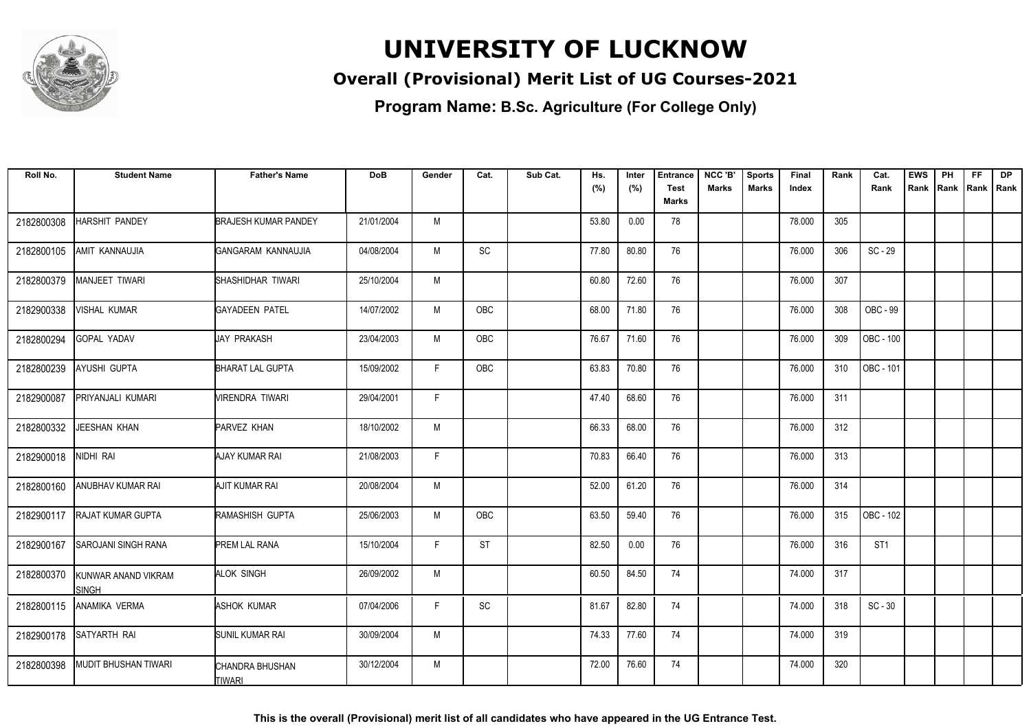# UNIVERSITY OF LUCKNOW

## Overall (Provisional) Merit List of UG Courses-2021

### Program Name: B.Sc. Agriculture (For College Only)

| Roll No. | Student Name | Father's Name | DoB | Gender | Cat. | Sub Cat. | Hs. (%) | Inter (%) | Entrance Test Marks | NCC 'B' Marks | Sports Marks | Final Index | Rank | Cat. Rank | EWS Rank | PH Rank | FF Rank | DP Rank |
|---|---|---|---|---|---|---|---|---|---|---|---|---|---|---|---|---|---|---|
| 2182800308 | HARSHIT PANDEY | BRAJESH KUMAR PANDEY | 21/01/2004 | M | | | 53.80 | 0.00 | 78 | | | 78.000 | 305 | | | | | |
| 2182800105 | AMIT KANNAUJIA | GANGARAM KANNAUJIA | 04/08/2004 | M | SC | | 77.80 | 80.80 | 76 | | | 76.000 | 306 | SC - 29 | | | | |
| 2182800379 | MANJEET TIWARI | SHASHIDHAR TIWARI | 25/10/2004 | M | | | 60.80 | 72.60 | 76 | | | 76.000 | 307 | | | | | |
| 2182900338 | VISHAL KUMAR | GAYADEEN PATEL | 14/07/2002 | M | OBC | | 68.00 | 71.80 | 76 | | | 76.000 | 308 | OBC - 99 | | | | |
| 2182800294 | GOPAL YADAV | JAY PRAKASH | 23/04/2003 | M | OBC | | 76.67 | 71.60 | 76 | | | 76.000 | 309 | OBC - 100 | | | | |
| 2182800239 | AYUSHI GUPTA | BHARAT LAL GUPTA | 15/09/2002 | F | OBC | | 63.83 | 70.80 | 76 | | | 76.000 | 310 | OBC - 101 | | | | |
| 2182900087 | PRIYANJALI KUMARI | VIRENDRA TIWARI | 29/04/2001 | F | | | 47.40 | 68.60 | 76 | | | 76.000 | 311 | | | | | |
| 2182800332 | JEESHAN KHAN | PARVEZ KHAN | 18/10/2002 | M | | | 66.33 | 68.00 | 76 | | | 76.000 | 312 | | | | | |
| 2182900018 | NIDHI RAI | AJAY KUMAR RAI | 21/08/2003 | F | | | 70.83 | 66.40 | 76 | | | 76.000 | 313 | | | | | |
| 2182800160 | ANUBHAV KUMAR RAI | AJIT KUMAR RAI | 20/08/2004 | M | | | 52.00 | 61.20 | 76 | | | 76.000 | 314 | | | | | |
| 2182900117 | RAJAT KUMAR GUPTA | RAMASHISH GUPTA | 25/06/2003 | M | OBC | | 63.50 | 59.40 | 76 | | | 76.000 | 315 | OBC - 102 | | | | |
| 2182900167 | SAROJANI SINGH RANA | PREM LAL RANA | 15/10/2004 | F | ST | | 82.50 | 0.00 | 76 | | | 76.000 | 316 | ST1 | | | | |
| 2182800370 | KUNWAR ANAND VIKRAM SINGH | ALOK SINGH | 26/09/2002 | M | | | 60.50 | 84.50 | 74 | | | 74.000 | 317 | | | | | |
| 2182800115 | ANAMIKA VERMA | ASHOK KUMAR | 07/04/2006 | F | SC | | 81.67 | 82.80 | 74 | | | 74.000 | 318 | SC - 30 | | | | |
| 2182900178 | SATYARTH RAI | SUNIL KUMAR RAI | 30/09/2004 | M | | | 74.33 | 77.60 | 74 | | | 74.000 | 319 | | | | | |
| 2182800398 | MUDIT BHUSHAN TIWARI | CHANDRA BHUSHAN TIWARI | 30/12/2004 | M | | | 72.00 | 76.60 | 74 | | | 74.000 | 320 | | | | | |

**This is the overall (Provisional) merit list of all candidates who have appeared in the UG Entrance Test.**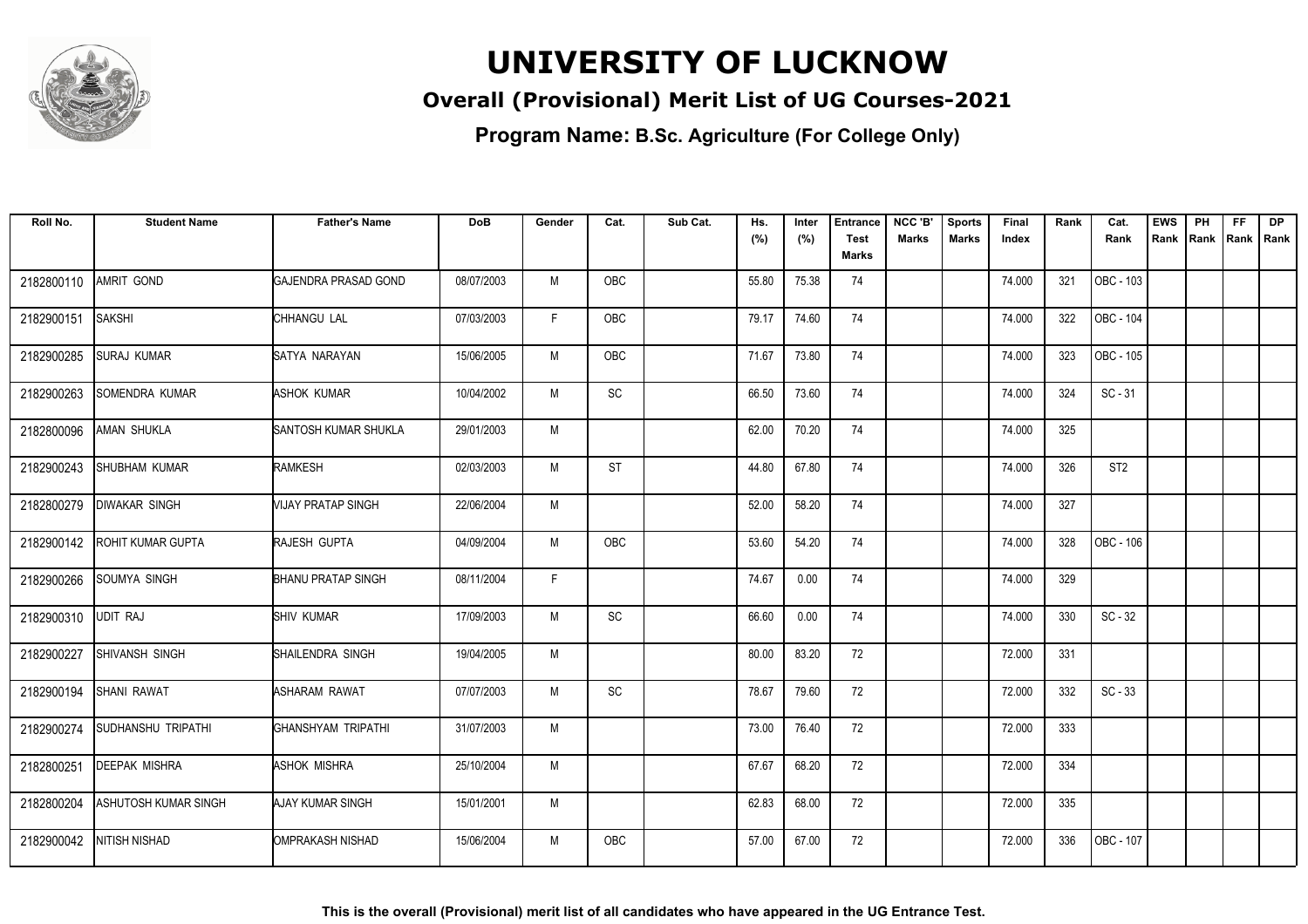# UNIVERSITY OF LUCKNOW

## Overall (Provisional) Merit List of UG Courses-2021

### Program Name: B.Sc. Agriculture (For College Only)

| Roll No. | Student Name | Father's Name | DoB | Gender | Cat. | Sub Cat. | Hs. (%) | Inter (%) | Entrance Test Marks | NCC 'B' Marks | Sports Marks | Final Index | Rank | Cat. Rank | EWS Rank | PH Rank | FF Rank | DP Rank |
|---|---|---|---|---|---|---|---|---|---|---|---|---|---|---|---|---|---|---|
| 2182800110 | AMRIT GOND | GAJENDRA PRASAD GOND | 08/07/2003 | M | OBC | | 55.80 | 75.38 | 74 | | | 74.000 | 321 | OBC - 103 | | | | |
| 2182900151 | SAKSHI | CHHANGU LAL | 07/03/2003 | F | OBC | | 79.17 | 74.60 | 74 | | | 74.000 | 322 | OBC - 104 | | | | |
| 2182900285 | SURAJ KUMAR | SATYA NARAYAN | 15/06/2005 | M | OBC | | 71.67 | 73.80 | 74 | | | 74.000 | 323 | OBC - 105 | | | | |
| 2182900263 | SOMENDRA KUMAR | ASHOK KUMAR | 10/04/2002 | M | SC | | 66.50 | 73.60 | 74 | | | 74.000 | 324 | SC - 31 | | | | |
| 2182800096 | AMAN SHUKLA | SANTOSH KUMAR SHUKLA | 29/01/2003 | M | | | 62.00 | 70.20 | 74 | | | 74.000 | 325 | | | | | |
| 2182900243 | SHUBHAM KUMAR | RAMKESH | 02/03/2003 | M | ST | | 44.80 | 67.80 | 74 | | | 74.000 | 326 | ST2 | | | | |
| 2182800279 | DIWAKAR SINGH | VIJAY PRATAP SINGH | 22/06/2004 | M | | | 52.00 | 58.20 | 74 | | | 74.000 | 327 | | | | | |
| 2182900142 | ROHIT KUMAR GUPTA | RAJESH GUPTA | 04/09/2004 | M | OBC | | 53.60 | 54.20 | 74 | | | 74.000 | 328 | OBC - 106 | | | | |
| 2182900266 | SOUMYA SINGH | BHANU PRATAP SINGH | 08/11/2004 | F | | | 74.67 | 0.00 | 74 | | | 74.000 | 329 | | | | | |
| 2182900310 | UDIT RAJ | SHIV KUMAR | 17/09/2003 | M | SC | | 66.60 | 0.00 | 74 | | | 74.000 | 330 | SC - 32 | | | | |
| 2182900227 | SHIVANSH SINGH | SHAILENDRA SINGH | 19/04/2005 | M | | | 80.00 | 83.20 | 72 | | | 72.000 | 331 | | | | | |
| 2182900194 | SHANI RAWAT | ASHARAM RAWAT | 07/07/2003 | M | SC | | 78.67 | 79.60 | 72 | | | 72.000 | 332 | SC - 33 | | | | |
| 2182900274 | SUDHANSHU TRIPATHI | GHANSHYAM TRIPATHI | 31/07/2003 | M | | | 73.00 | 76.40 | 72 | | | 72.000 | 333 | | | | | |
| 2182800251 | DEEPAK MISHRA | ASHOK MISHRA | 25/10/2004 | M | | | 67.67 | 68.20 | 72 | | | 72.000 | 334 | | | | | |
| 2182800204 | ASHUTOSH KUMAR SINGH | AJAY KUMAR SINGH | 15/01/2001 | M | | | 62.83 | 68.00 | 72 | | | 72.000 | 335 | | | | | |
| 2182900042 | NITISH NISHAD | OMPRAKASH NISHAD | 15/06/2004 | M | OBC | | 57.00 | 67.00 | 72 | | | 72.000 | 336 | OBC - 107 | | | | |

**This is the overall (Provisional) merit list of all candidates who have appeared in the UG Entrance Test.**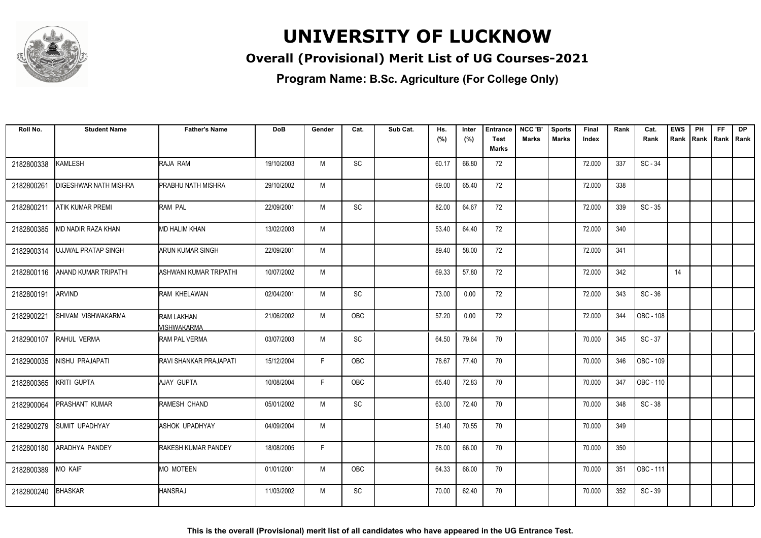# UNIVERSITY OF LUCKNOW

## Overall (Provisional) Merit List of UG Courses-2021

### Program Name: B.Sc. Agriculture (For College Only)

| Roll No. | Student Name | Father's Name | DoB | Gender | Cat. | Sub Cat. | Hs. (%) | Inter (%) | Entrance Test Marks | NCC 'B' Marks | Sports Marks | Final Index | Rank | Cat. Rank | EWS Rank | PH Rank | FF Rank | DP Rank |
|---|---|---|---|---|---|---|---|---|---|---|---|---|---|---|---|---|---|---|
| 2182800338 | KAMLESH | RAJA RAM | 19/10/2003 | M | SC | | 60.17 | 66.80 | 72 | | | 72.000 | 337 | SC - 34 | | | | |
| 2182800261 | DIGESHWAR NATH MISHRA | PRABHU NATH MISHRA | 29/10/2002 | M | | | 69.00 | 65.40 | 72 | | | 72.000 | 338 | | | | | |
| 2182800211 | ATIK KUMAR PREMI | RAM PAL | 22/09/2001 | M | SC | | 82.00 | 64.67 | 72 | | | 72.000 | 339 | SC - 35 | | | | |
| 2182800385 | MD NADIR RAZA KHAN | MD HALIM KHAN | 13/02/2003 | M | | | 53.40 | 64.40 | 72 | | | 72.000 | 340 | | | | | |
| 2182900314 | UJJWAL PRATAP SINGH | ARUN KUMAR SINGH | 22/09/2001 | M | | | 89.40 | 58.00 | 72 | | | 72.000 | 341 | | | | | |
| 2182800116 | ANAND KUMAR TRIPATHI | ASHWANI KUMAR TRIPATHI | 10/07/2002 | M | | | 69.33 | 57.80 | 72 | | | 72.000 | 342 | | 14 | | | |
| 2182800191 | ARVIND | RAM KHELAWAN | 02/04/2001 | M | SC | | 73.00 | 0.00 | 72 | | | 72.000 | 343 | SC - 36 | | | | |
| 2182900221 | SHIVAM VISHWAKARMA | RAM LAKHAN VISHWAKARMA | 21/06/2002 | M | OBC | | 57.20 | 0.00 | 72 | | | 72.000 | 344 | OBC - 108 | | | | |
| 2182900107 | RAHUL VERMA | RAM PAL VERMA | 03/07/2003 | M | SC | | 64.50 | 79.64 | 70 | | | 70.000 | 345 | SC - 37 | | | | |
| 2182900035 | NISHU PRAJAPATI | RAVI SHANKAR PRAJAPATI | 15/12/2004 | F | OBC | | 78.67 | 77.40 | 70 | | | 70.000 | 346 | OBC - 109 | | | | |
| 2182800365 | KRITI GUPTA | AJAY GUPTA | 10/08/2004 | F | OBC | | 65.40 | 72.83 | 70 | | | 70.000 | 347 | OBC - 110 | | | | |
| 2182900064 | PRASHANT KUMAR | RAMESH CHAND | 05/01/2002 | M | SC | | 63.00 | 72.40 | 70 | | | 70.000 | 348 | SC - 38 | | | | |
| 2182900279 | SUMIT UPADHYAY | ASHOK UPADHYAY | 04/09/2004 | M | | | 51.40 | 70.55 | 70 | | | 70.000 | 349 | | | | | |
| 2182800180 | ARADHYA PANDEY | RAKESH KUMAR PANDEY | 18/08/2005 | F | | | 78.00 | 66.00 | 70 | | | 70.000 | 350 | | | | | |
| 2182800389 | MO KAIF | MO MOTEEN | 01/01/2001 | M | OBC | | 64.33 | 66.00 | 70 | | | 70.000 | 351 | OBC - 111 | | | | |
| 2182800240 | BHASKAR | HANSRAJ | 11/03/2002 | M | SC | | 70.00 | 62.40 | 70 | | | 70.000 | 352 | SC - 39 | | | | |

**This is the overall (Provisional) merit list of all candidates who have appeared in the UG Entrance Test.**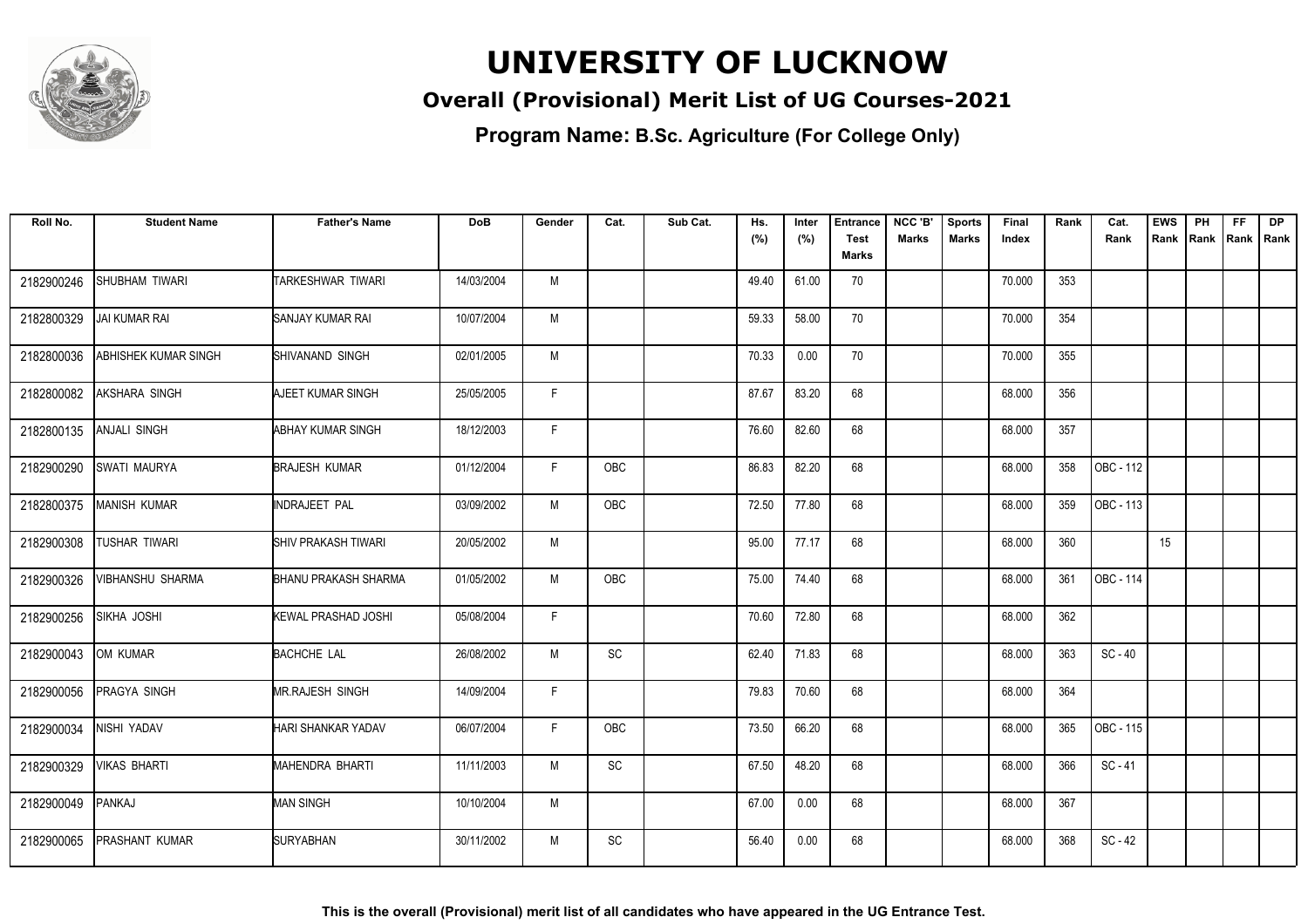# UNIVERSITY OF LUCKNOW

## Overall (Provisional) Merit List of UG Courses-2021

### Program Name: B.Sc. Agriculture (For College Only)

| Roll No. | Student Name | Father's Name | DoB | Gender | Cat. | Sub Cat. | Hs. (%) | Inter (%) | Entrance Test Marks | NCC 'B' Marks | Sports Marks | Final Index | Rank | Cat. Rank | EWS Rank | PH Rank | FF Rank | DP Rank |
|---|---|---|---|---|---|---|---|---|---|---|---|---|---|---|---|---|---|---|
| 2182900246 | SHUBHAM TIWARI | TARKESHWAR TIWARI | 14/03/2004 | M | | | 49.40 | 61.00 | 70 | | | 70.000 | 353 | | | | | |
| 2182800329 | JAI KUMAR RAI | SANJAY KUMAR RAI | 10/07/2004 | M | | | 59.33 | 58.00 | 70 | | | 70.000 | 354 | | | | | |
| 2182800036 | ABHISHEK KUMAR SINGH | SHIVANAND SINGH | 02/01/2005 | M | | | 70.33 | 0.00 | 70 | | | 70.000 | 355 | | | | | |
| 2182800082 | AKSHARA SINGH | AJEET KUMAR SINGH | 25/05/2005 | F | | | 87.67 | 83.20 | 68 | | | 68.000 | 356 | | | | | |
| 2182800135 | ANJALI SINGH | ABHAY KUMAR SINGH | 18/12/2003 | F | | | 76.60 | 82.60 | 68 | | | 68.000 | 357 | | | | | |
| 2182900290 | SWATI MAURYA | BRAJESH KUMAR | 01/12/2004 | F | OBC | | 86.83 | 82.20 | 68 | | | 68.000 | 358 | OBC - 112 | | | | |
| 2182800375 | MANISH KUMAR | INDRAJEET PAL | 03/09/2002 | M | OBC | | 72.50 | 77.80 | 68 | | | 68.000 | 359 | OBC - 113 | | | | |
| 2182900308 | TUSHAR TIWARI | SHIV PRAKASH TIWARI | 20/05/2002 | M | | | 95.00 | 77.17 | 68 | | | 68.000 | 360 | | 15 | | | |
| 2182900326 | VIBHANSHU SHARMA | BHANU PRAKASH SHARMA | 01/05/2002 | M | OBC | | 75.00 | 74.40 | 68 | | | 68.000 | 361 | OBC - 114 | | | | |
| 2182900256 | SIKHA JOSHI | KEWAL PRASHAD JOSHI | 05/08/2004 | F | | | 70.60 | 72.80 | 68 | | | 68.000 | 362 | | | | | |
| 2182900043 | OM KUMAR | BACHCHE LAL | 26/08/2002 | M | SC | | 62.40 | 71.83 | 68 | | | 68.000 | 363 | SC - 40 | | | | |
| 2182900056 | PRAGYA SINGH | MR.RAJESH SINGH | 14/09/2004 | F | | | 79.83 | 70.60 | 68 | | | 68.000 | 364 | | | | | |
| 2182900034 | NISHI YADAV | HARI SHANKAR YADAV | 06/07/2004 | F | OBC | | 73.50 | 66.20 | 68 | | | 68.000 | 365 | OBC - 115 | | | | |
| 2182900329 | VIKAS BHARTI | MAHENDRA BHARTI | 11/11/2003 | M | SC | | 67.50 | 48.20 | 68 | | | 68.000 | 366 | SC - 41 | | | | |
| 2182900049 | PANKAJ | MAN SINGH | 10/10/2004 | M | | | 67.00 | 0.00 | 68 | | | 68.000 | 367 | | | | | |
| 2182900065 | PRASHANT KUMAR | SURYABHAN | 30/11/2002 | M | SC | | 56.40 | 0.00 | 68 | | | 68.000 | 368 | SC - 42 | | | | |

**This is the overall (Provisional) merit list of all candidates who have appeared in the UG Entrance Test.**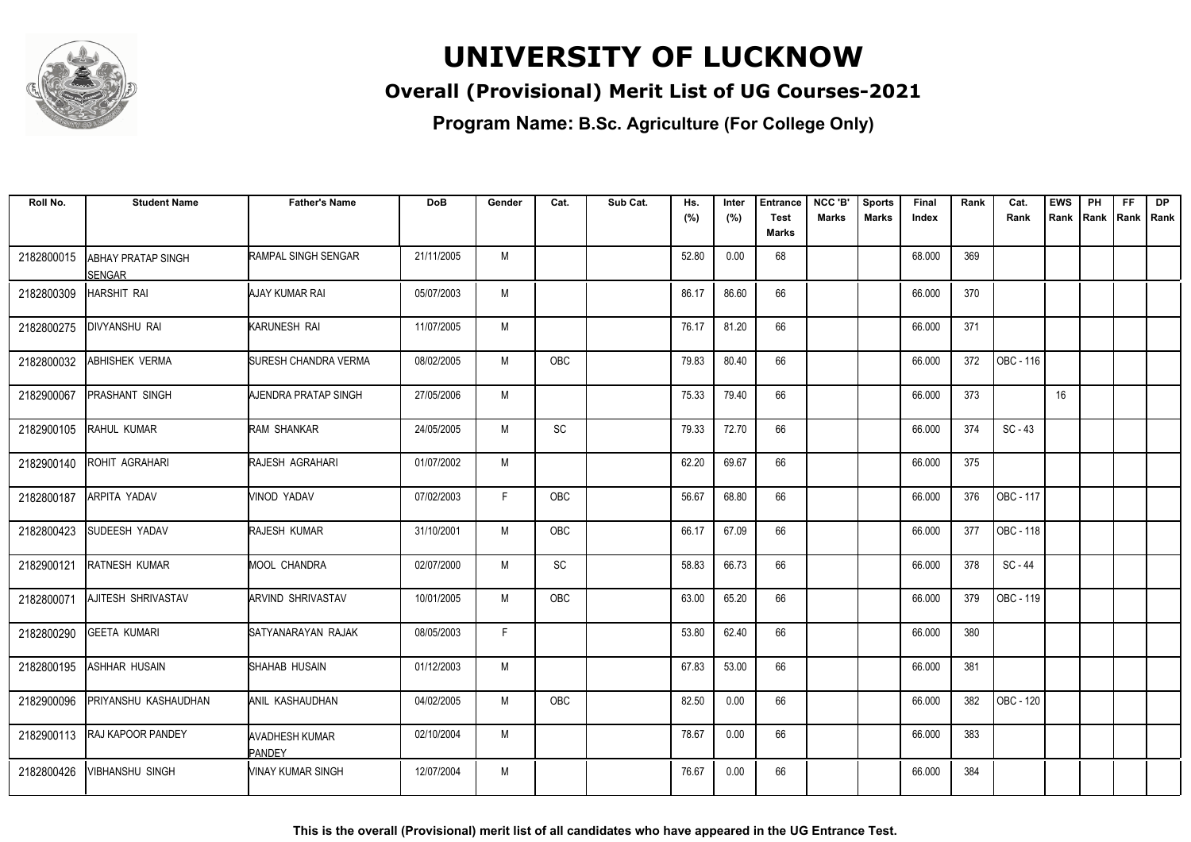# UNIVERSITY OF LUCKNOW

## Overall (Provisional) Merit List of UG Courses-2021

### Program Name: B.Sc. Agriculture (For College Only)

| Roll No. | Student Name | Father's Name | DoB | Gender | Cat. | Sub Cat. | Hs. (%) | Inter (%) | Entrance Test Marks | NCC 'B' Marks | Sports Marks | Final Index | Rank | Cat. Rank | EWS Rank | PH Rank | FF Rank | DP Rank |
|---|---|---|---|---|---|---|---|---|---|---|---|---|---|---|---|---|---|---|
| 2182800015 | ABHAY PRATAP SINGH SENGAR | RAMPAL SINGH SENGAR | 21/11/2005 | M | | | 52.80 | 0.00 | 68 | | | 68.000 | 369 | | | | | |
| 2182800309 | HARSHIT RAI | AJAY KUMAR RAI | 05/07/2003 | M | | | 86.17 | 86.60 | 66 | | | 66.000 | 370 | | | | | |
| 2182800275 | DIVYANSHU RAI | KARUNESH RAI | 11/07/2005 | M | | | 76.17 | 81.20 | 66 | | | 66.000 | 371 | | | | | |
| 2182800032 | ABHISHEK VERMA | SURESH CHANDRA VERMA | 08/02/2005 | M | OBC | | 79.83 | 80.40 | 66 | | | 66.000 | 372 | OBC - 116 | | | | |
| 2182900067 | PRASHANT SINGH | AJENDRA PRATAP SINGH | 27/05/2006 | M | | | 75.33 | 79.40 | 66 | | | 66.000 | 373 | | 16 | | | |
| 2182900105 | RAHUL KUMAR | RAM SHANKAR | 24/05/2005 | M | SC | | 79.33 | 72.70 | 66 | | | 66.000 | 374 | SC - 43 | | | | |
| 2182900140 | ROHIT AGRAHARI | RAJESH AGRAHARI | 01/07/2002 | M | | | 62.20 | 69.67 | 66 | | | 66.000 | 375 | | | | | |
| 2182800187 | ARPITA YADAV | VINOD YADAV | 07/02/2003 | F | OBC | | 56.67 | 68.80 | 66 | | | 66.000 | 376 | OBC - 117 | | | | |
| 2182800423 | SUDEESH YADAV | RAJESH KUMAR | 31/10/2001 | M | OBC | | 66.17 | 67.09 | 66 | | | 66.000 | 377 | OBC - 118 | | | | |
| 2182900121 | RATNESH KUMAR | MOOL CHANDRA | 02/07/2000 | M | SC | | 58.83 | 66.73 | 66 | | | 66.000 | 378 | SC - 44 | | | | |
| 2182800071 | AJITESH SHRIVASTAV | ARVIND SHRIVASTAV | 10/01/2005 | M | OBC | | 63.00 | 65.20 | 66 | | | 66.000 | 379 | OBC - 119 | | | | |
| 2182800290 | GEETA KUMARI | SATYANARAYAN RAJAK | 08/05/2003 | F | | | 53.80 | 62.40 | 66 | | | 66.000 | 380 | | | | | |
| 2182800195 | ASHHAR HUSAIN | SHAHAB HUSAIN | 01/12/2003 | M | | | 67.83 | 53.00 | 66 | | | 66.000 | 381 | | | | | |
| 2182900096 | PRIYANSHU KASHAUDHAN | ANIL KASHAUDHAN | 04/02/2005 | M | OBC | | 82.50 | 0.00 | 66 | | | 66.000 | 382 | OBC - 120 | | | | |
| 2182900113 | RAJ KAPOOR PANDEY | AVADHESH KUMAR PANDEY | 02/10/2004 | M | | | 78.67 | 0.00 | 66 | | | 66.000 | 383 | | | | | |
| 2182800426 | VIBHANSHU SINGH | VINAY KUMAR SINGH | 12/07/2004 | M | | | 76.67 | 0.00 | 66 | | | 66.000 | 384 | | | | | |

**This is the overall (Provisional) merit list of all candidates who have appeared in the UG Entrance Test.**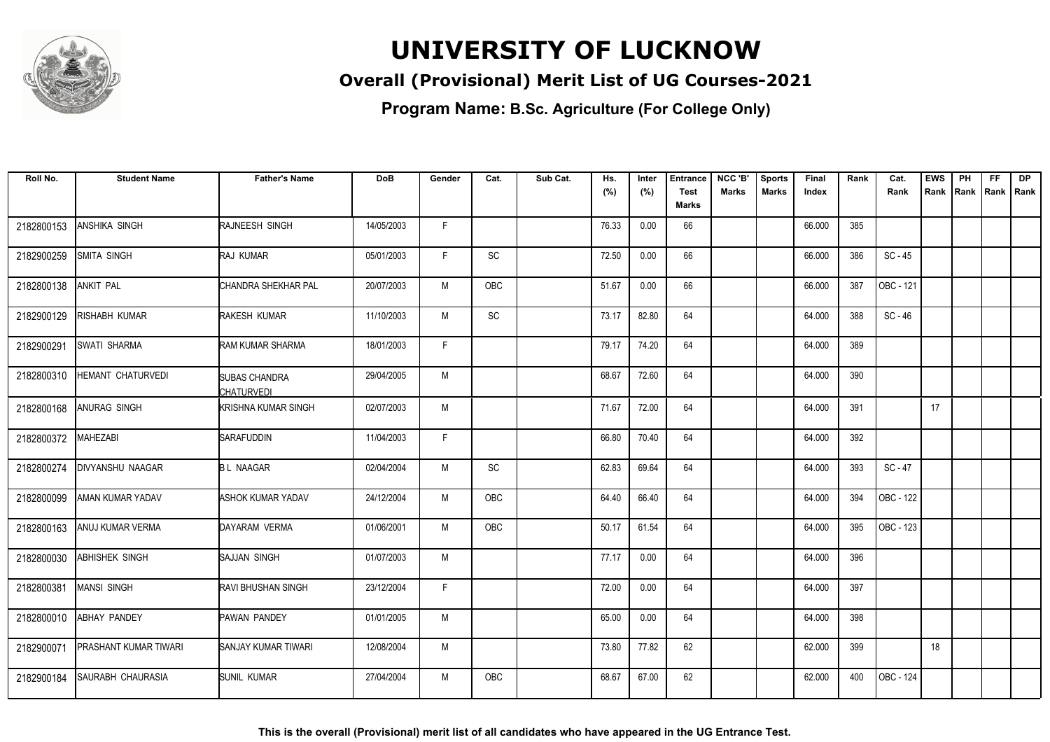# UNIVERSITY OF LUCKNOW

## Overall (Provisional) Merit List of UG Courses-2021

### Program Name: B.Sc. Agriculture (For College Only)

| Roll No. | Student Name | Father's Name | DoB | Gender | Cat. | Sub Cat. | Hs. (%) | Inter (%) | Entrance Test Marks | NCC 'B' Marks | Sports Marks | Final Index | Rank | Cat. Rank | EWS Rank | PH Rank | FF Rank | DP Rank |
|---|---|---|---|---|---|---|---|---|---|---|---|---|---|---|---|---|---|---|
| 2182800153 | ANSHIKA SINGH | RAJNEESH SINGH | 14/05/2003 | F | | | 76.33 | 0.00 | 66 | | | 66.000 | 385 | | | | | |
| 2182900259 | SMITA SINGH | RAJ KUMAR | 05/01/2003 | F | SC | | 72.50 | 0.00 | 66 | | | 66.000 | 386 | SC - 45 | | | | |
| 2182800138 | ANKIT PAL | CHANDRA SHEKHAR PAL | 20/07/2003 | M | OBC | | 51.67 | 0.00 | 66 | | | 66.000 | 387 | OBC - 121 | | | | |
| 2182900129 | RISHABH KUMAR | RAKESH KUMAR | 11/10/2003 | M | SC | | 73.17 | 82.80 | 64 | | | 64.000 | 388 | SC - 46 | | | | |
| 2182900291 | SWATI SHARMA | RAM KUMAR SHARMA | 18/01/2003 | F | | | 79.17 | 74.20 | 64 | | | 64.000 | 389 | | | | | |
| 2182800310 | HEMANT CHATURVEDI | SUBAS CHANDRA CHATURVEDI | 29/04/2005 | M | | | 68.67 | 72.60 | 64 | | | 64.000 | 390 | | | | | |
| 2182800168 | ANURAG SINGH | KRISHNA KUMAR SINGH | 02/07/2003 | M | | | 71.67 | 72.00 | 64 | | | 64.000 | 391 | | 17 | | | |
| 2182800372 | MAHEZABI | SARAFUDDIN | 11/04/2003 | F | | | 66.80 | 70.40 | 64 | | | 64.000 | 392 | | | | | |
| 2182800274 | DIVYANSHU NAAGAR | B L NAAGAR | 02/04/2004 | M | SC | | 62.83 | 69.64 | 64 | | | 64.000 | 393 | SC - 47 | | | | |
| 2182800099 | AMAN KUMAR YADAV | ASHOK KUMAR YADAV | 24/12/2004 | M | OBC | | 64.40 | 66.40 | 64 | | | 64.000 | 394 | OBC - 122 | | | | |
| 2182800163 | ANUJ KUMAR VERMA | DAYARAM VERMA | 01/06/2001 | M | OBC | | 50.17 | 61.54 | 64 | | | 64.000 | 395 | OBC - 123 | | | | |
| 2182800030 | ABHISHEK SINGH | SAJJAN SINGH | 01/07/2003 | M | | | 77.17 | 0.00 | 64 | | | 64.000 | 396 | | | | | |
| 2182800381 | MANSI SINGH | RAVI BHUSHAN SINGH | 23/12/2004 | F | | | 72.00 | 0.00 | 64 | | | 64.000 | 397 | | | | | |
| 2182800010 | ABHAY PANDEY | PAWAN PANDEY | 01/01/2005 | M | | | 65.00 | 0.00 | 64 | | | 64.000 | 398 | | | | | |
| 2182900071 | PRASHANT KUMAR TIWARI | SANJAY KUMAR TIWARI | 12/08/2004 | M | | | 73.80 | 77.82 | 62 | | | 62.000 | 399 | | 18 | | | |
| 2182900184 | SAURABH CHAURASIA | SUNIL KUMAR | 27/04/2004 | M | OBC | | 68.67 | 67.00 | 62 | | | 62.000 | 400 | OBC - 124 | | | | |

**This is the overall (Provisional) merit list of all candidates who have appeared in the UG Entrance Test.**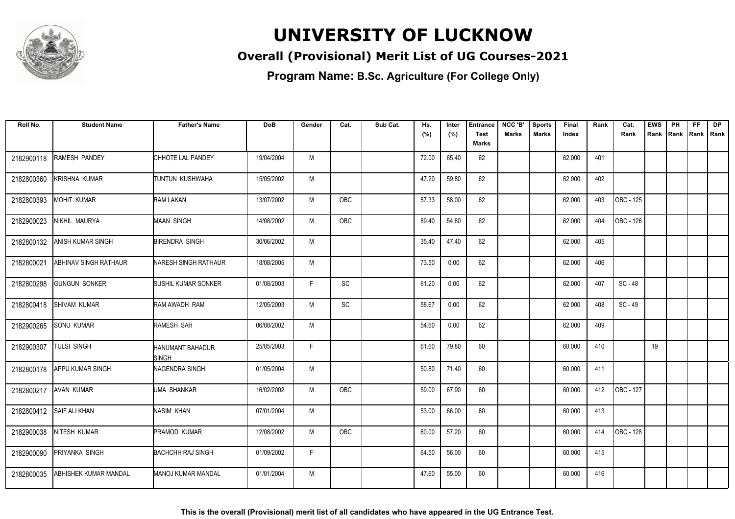# UNIVERSITY OF LUCKNOW

## Overall (Provisional) Merit List of UG Courses-2021

### Program Name: B.Sc. Agriculture (For College Only)

| Roll No. | Student Name | Father's Name | DoB | Gender | Cat. | Sub Cat. | Hs. (%) | Inter (%) | Entrance Test Marks | NCC 'B' Marks | Sports Marks | Final Index | Rank | Cat. Rank | EWS Rank | PH Rank | FF Rank | DP Rank |
|---|---|---|---|---|---|---|---|---|---|---|---|---|---|---|---|---|---|---|
| 2182900118 | RAMESH PANDEY | CHHOTE LAL PANDEY | 19/04/2004 | M | | | 72.00 | 65.40 | 62 | | | 62.000 | 401 | | | | | |
| 2182800360 | KRISHNA KUMAR | TUNTUN KUSHWAHA | 15/05/2002 | M | | | 47.20 | 59.80 | 62 | | | 62.000 | 402 | | | | | |
| 2182800393 | MOHIT KUMAR | RAM LAKAN | 13/07/2002 | M | OBC | | 57.33 | 58.00 | 62 | | | 62.000 | 403 | OBC - 125 | | | | |
| 2182900023 | NIKHIL MAURYA | MAAN SINGH | 14/08/2002 | M | OBC | | 89.40 | 54.60 | 62 | | | 62.000 | 404 | OBC - 126 | | | | |
| 2182800132 | ANISH KUMAR SINGH | BIRENDRA SINGH | 30/06/2002 | M | | | 35.40 | 47.40 | 62 | | | 62.000 | 405 | | | | | |
| 2182800021 | ABHINAV SINGH RATHAUR | NARESH SINGH RATHAUR | 18/08/2005 | M | | | 73.50 | 0.00 | 62 | | | 62.000 | 406 | | | | | |
| 2182800298 | GUNGUN SONKER | SUSHIL KUMAR SONKER | 01/08/2003 | F | SC | | 61.20 | 0.00 | 62 | | | 62.000 | 407 | SC - 48 | | | | |
| 2182800418 | SHIVAM KUMAR | RAM AWADH RAM | 12/05/2003 | M | SC | | 58.67 | 0.00 | 62 | | | 62.000 | 408 | SC - 49 | | | | |
| 2182900265 | SONU KUMAR | RAMESH SAH | 06/08/2002 | M | | | 54.60 | 0.00 | 62 | | | 62.000 | 409 | | | | | |
| 2182900307 | TULSI SINGH | HANUMANT BAHADUR SINGH | 25/05/2003 | F | | | 61.60 | 79.80 | 60 | | | 60.000 | 410 | | 19 | | | |
| 2182800178 | APPU KUMAR SINGH | NAGENDRA SINGH | 01/05/2004 | M | | | 50.80 | 71.40 | 60 | | | 60.000 | 411 | | | | | |
| 2182800217 | AVAN KUMAR | UMA SHANKAR | 16/02/2002 | M | OBC | | 59.00 | 67.90 | 60 | | | 60.000 | 412 | OBC - 127 | | | | |
| 2182800412 | SAIF ALI KHAN | NASIM KHAN | 07/01/2004 | M | | | 53.00 | 66.00 | 60 | | | 60.000 | 413 | | | | | |
| 2182900038 | NITESH KUMAR | PRAMOD KUMAR | 12/08/2002 | M | OBC | | 60.00 | 57.20 | 60 | | | 60.000 | 414 | OBC - 128 | | | | |
| 2182900090 | PRIYANKA SINGH | BACHCHH RAJ SINGH | 01/09/2002 | F | | | 64.50 | 56.00 | 60 | | | 60.000 | 415 | | | | | |
| 2182800035 | ABHISHEK KUMAR MANDAL | MANOJ KUMAR MANDAL | 01/01/2004 | M | | | 47.60 | 55.00 | 60 | | | 60.000 | 416 | | | | | |

**This is the overall (Provisional) merit list of all candidates who have appeared in the UG Entrance Test.**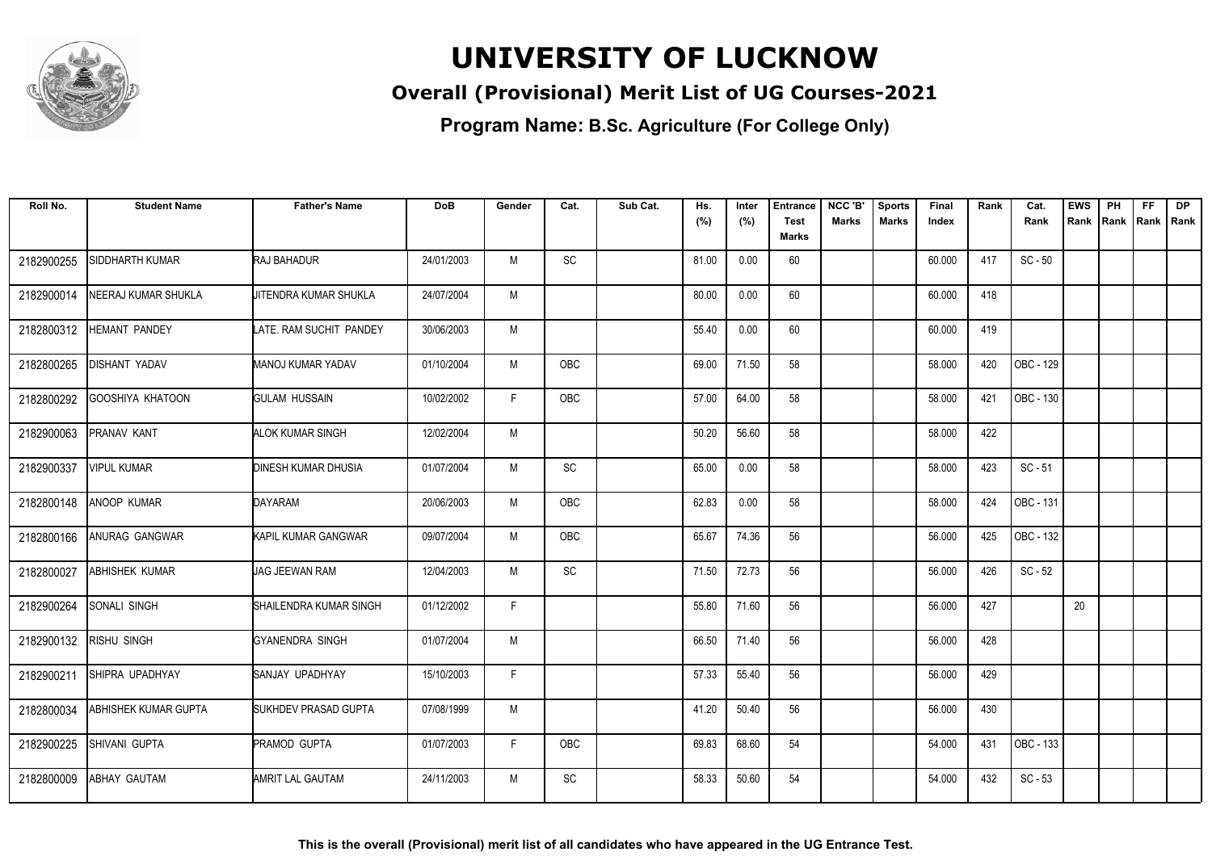# UNIVERSITY OF LUCKNOW

## Overall (Provisional) Merit List of UG Courses-2021

### Program Name: B.Sc. Agriculture (For College Only)

| Roll No. | Student Name | Father's Name | DoB | Gender | Cat. | Sub Cat. | Hs. (%) | Inter (%) | Entrance Test Marks | NCC 'B' Marks | Sports Marks | Final Index | Rank | Cat. Rank | EWS Rank | PH Rank | FF Rank | DP Rank |
|---|---|---|---|---|---|---|---|---|---|---|---|---|---|---|---|---|---|---|
| 2182900255 | SIDDHARTH KUMAR | RAJ BAHADUR | 24/01/2003 | M | SC | | 81.00 | 0.00 | 60 | | | 60.000 | 417 | SC - 50 | | | | |
| 2182900014 | NEERAJ KUMAR SHUKLA | JITENDRA KUMAR SHUKLA | 24/07/2004 | M | | | 80.00 | 0.00 | 60 | | | 60.000 | 418 | | | | | |
| 2182800312 | HEMANT PANDEY | LATE. RAM SUCHIT PANDEY | 30/06/2003 | M | | | 55.40 | 0.00 | 60 | | | 60.000 | 419 | | | | | |
| 2182800265 | DISHANT YADAV | MANOJ KUMAR YADAV | 01/10/2004 | M | OBC | | 69.00 | 71.50 | 58 | | | 58.000 | 420 | OBC - 129 | | | | |
| 2182800292 | GOOSHIYA KHATOON | GULAM HUSSAIN | 10/02/2002 | F | OBC | | 57.00 | 64.00 | 58 | | | 58.000 | 421 | OBC - 130 | | | | |
| 2182900063 | PRANAV KANT | ALOK KUMAR SINGH | 12/02/2004 | M | | | 50.20 | 56.60 | 58 | | | 58.000 | 422 | | | | | |
| 2182900337 | VIPUL KUMAR | DINESH KUMAR DHUSIA | 01/07/2004 | M | SC | | 65.00 | 0.00 | 58 | | | 58.000 | 423 | SC - 51 | | | | |
| 2182800148 | ANOOP KUMAR | DAYARAM | 20/06/2003 | M | OBC | | 62.83 | 0.00 | 58 | | | 58.000 | 424 | OBC - 131 | | | | |
| 2182800166 | ANURAG GANGWAR | KAPIL KUMAR GANGWAR | 09/07/2004 | M | OBC | | 65.67 | 74.36 | 56 | | | 56.000 | 425 | OBC - 132 | | | | |
| 2182800027 | ABHISHEK KUMAR | JAG JEEWAN RAM | 12/04/2003 | M | SC | | 71.50 | 72.73 | 56 | | | 56.000 | 426 | SC - 52 | | | | |
| 2182900264 | SONALI SINGH | SHAILENDRA KUMAR SINGH | 01/12/2002 | F | | | 55.80 | 71.60 | 56 | | | 56.000 | 427 | | 20 | | | |
| 2182900132 | RISHU SINGH | GYANENDRA SINGH | 01/07/2004 | M | | | 66.50 | 71.40 | 56 | | | 56.000 | 428 | | | | | |
| 2182900211 | SHIPRA UPADHYAY | SANJAY UPADHYAY | 15/10/2003 | F | | | 57.33 | 55.40 | 56 | | | 56.000 | 429 | | | | | |
| 2182800034 | ABHISHEK KUMAR GUPTA | SUKHDEV PRASAD GUPTA | 07/08/1999 | M | | | 41.20 | 50.40 | 56 | | | 56.000 | 430 | | | | | |
| 2182900225 | SHIVANI GUPTA | PRAMOD GUPTA | 01/07/2003 | F | OBC | | 69.83 | 68.60 | 54 | | | 54.000 | 431 | OBC - 133 | | | | |
| 2182800009 | ABHAY GAUTAM | AMRIT LAL GAUTAM | 24/11/2003 | M | SC | | 58.33 | 50.60 | 54 | | | 54.000 | 432 | SC - 53 | | | | |

**This is the overall (Provisional) merit list of all candidates who have appeared in the UG Entrance Test.**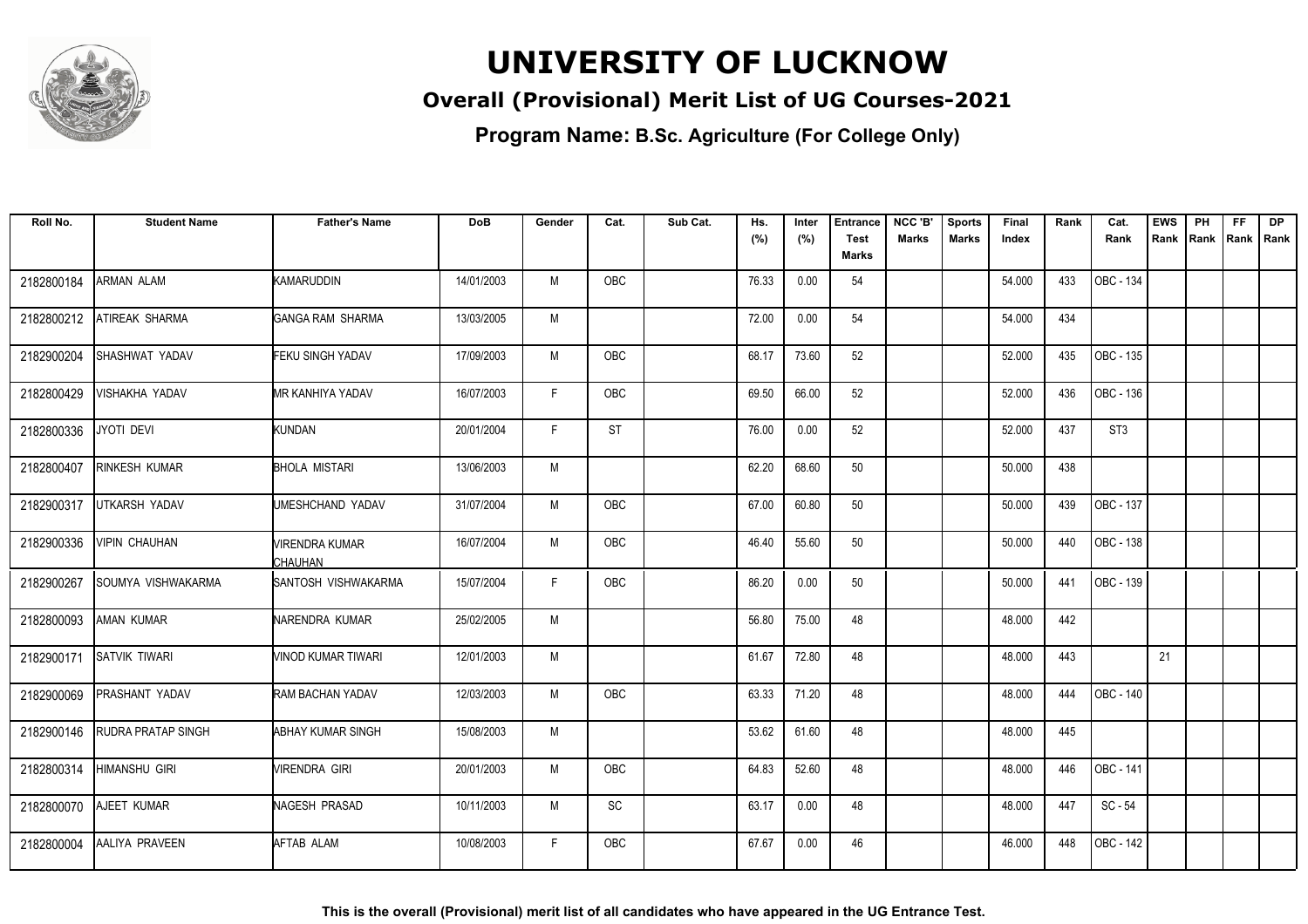# UNIVERSITY OF LUCKNOW

## Overall (Provisional) Merit List of UG Courses-2021

### Program Name: B.Sc. Agriculture (For College Only)

| Roll No. | Student Name | Father's Name | DoB | Gender | Cat. | Sub Cat. | Hs. (%) | Inter (%) | Entrance Test Marks | NCC 'B' Marks | Sports Marks | Final Index | Rank | Cat. Rank | EWS Rank | PH Rank | FF Rank | DP Rank |
|---|---|---|---|---|---|---|---|---|---|---|---|---|---|---|---|---|---|---|
| 2182800184 | ARMAN ALAM | KAMARUDDIN | 14/01/2003 | M | OBC | | 76.33 | 0.00 | 54 | | | 54.000 | 433 | OBC - 134 | | | | |
| 2182800212 | ATIREAK SHARMA | GANGA RAM SHARMA | 13/03/2005 | M | | | 72.00 | 0.00 | 54 | | | 54.000 | 434 | | | | | |
| 2182900204 | SHASHWAT YADAV | FEKU SINGH YADAV | 17/09/2003 | M | OBC | | 68.17 | 73.60 | 52 | | | 52.000 | 435 | OBC - 135 | | | | |
| 2182800429 | VISHAKHA YADAV | MR KANHIYA YADAV | 16/07/2003 | F | OBC | | 69.50 | 66.00 | 52 | | | 52.000 | 436 | OBC - 136 | | | | |
| 2182800336 | JYOTI DEVI | KUNDAN | 20/01/2004 | F | ST | | 76.00 | 0.00 | 52 | | | 52.000 | 437 | ST3 | | | | |
| 2182800407 | RINKESH KUMAR | BHOLA MISTARI | 13/06/2003 | M | | | 62.20 | 68.60 | 50 | | | 50.000 | 438 | | | | | |
| 2182900317 | UTKARSH YADAV | UMESHCHAND YADAV | 31/07/2004 | M | OBC | | 67.00 | 60.80 | 50 | | | 50.000 | 439 | OBC - 137 | | | | |
| 2182900336 | VIPIN CHAUHAN | VIRENDRA KUMAR CHAUHAN | 16/07/2004 | M | OBC | | 46.40 | 55.60 | 50 | | | 50.000 | 440 | OBC - 138 | | | | |
| 2182900267 | SOUMYA VISHWAKARMA | SANTOSH VISHWAKARMA | 15/07/2004 | F | OBC | | 86.20 | 0.00 | 50 | | | 50.000 | 441 | OBC - 139 | | | | |
| 2182800093 | AMAN KUMAR | NARENDRA KUMAR | 25/02/2005 | M | | | 56.80 | 75.00 | 48 | | | 48.000 | 442 | | | | | |
| 2182900171 | SATVIK TIWARI | VINOD KUMAR TIWARI | 12/01/2003 | M | | | 61.67 | 72.80 | 48 | | | 48.000 | 443 | | 21 | | | |
| 2182900069 | PRASHANT YADAV | RAM BACHAN YADAV | 12/03/2003 | M | OBC | | 63.33 | 71.20 | 48 | | | 48.000 | 444 | OBC - 140 | | | | |
| 2182900146 | RUDRA PRATAP SINGH | ABHAY KUMAR SINGH | 15/08/2003 | M | | | 53.62 | 61.60 | 48 | | | 48.000 | 445 | | | | | |
| 2182800314 | HIMANSHU GIRI | VIRENDRA GIRI | 20/01/2003 | M | OBC | | 64.83 | 52.60 | 48 | | | 48.000 | 446 | OBC - 141 | | | | |
| 2182800070 | AJEET KUMAR | NAGESH PRASAD | 10/11/2003 | M | SC | | 63.17 | 0.00 | 48 | | | 48.000 | 447 | SC - 54 | | | | |
| 2182800004 | AALIYA PRAVEEN | AFTAB ALAM | 10/08/2003 | F | OBC | | 67.67 | 0.00 | 46 | | | 46.000 | 448 | OBC - 142 | | | | |

**This is the overall (Provisional) merit list of all candidates who have appeared in the UG Entrance Test.**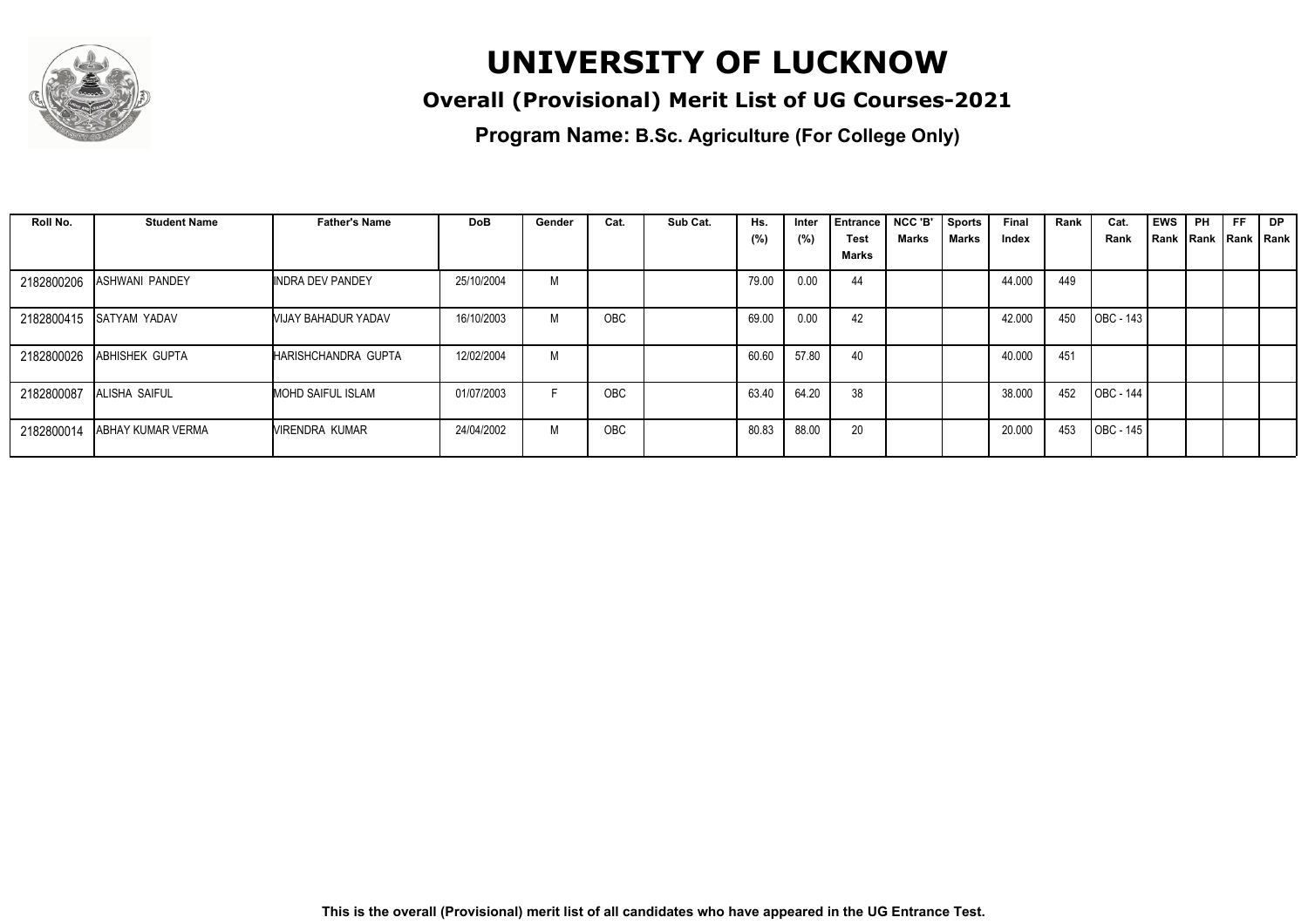# UNIVERSITY OF LUCKNOW

## Overall (Provisional) Merit List of UG Courses-2021

### Program Name: B.Sc. Agriculture (For College Only)

| Roll No. | Student Name | Father's Name | DoB | Gender | Cat. | Sub Cat. | Hs. (%) | Inter (%) | Entrance Test Marks | NCC 'B' Marks | Sports Marks | Final Index | Rank | Cat. Rank | EWS Rank | PH Rank | FF Rank | DP Rank |
|---|---|---|---|---|---|---|---|---|---|---|---|---|---|---|---|---|---|---|
| 2182800206 | ASHWANI PANDEY | INDRA DEV PANDEY | 25/10/2004 | M | | | 79.00 | 0.00 | 44 | | | 44.000 | 449 | | | | | |
| 2182800415 | SATYAM YADAV | VIJAY BAHADUR YADAV | 16/10/2003 | M | OBC | | 69.00 | 0.00 | 42 | | | 42.000 | 450 | OBC - 143 | | | | |
| 2182800026 | ABHISHEK GUPTA | HARISHCHANDRA GUPTA | 12/02/2004 | M | | | 60.60 | 57.80 | 40 | | | 40.000 | 451 | | | | | |
| 2182800087 | ALISHA SAIFUL | MOHD SAIFUL ISLAM | 01/07/2003 | F | OBC | | 63.40 | 64.20 | 38 | | | 38.000 | 452 | OBC - 144 | | | | |
| 2182800014 | ABHAY KUMAR VERMA | VIRENDRA KUMAR | 24/04/2002 | M | OBC | | 80.83 | 88.00 | 20 | | | 20.000 | 453 | OBC - 145 | | | | |

**This is the overall (Provisional) merit list of all candidates who have appeared in the UG Entrance Test.**